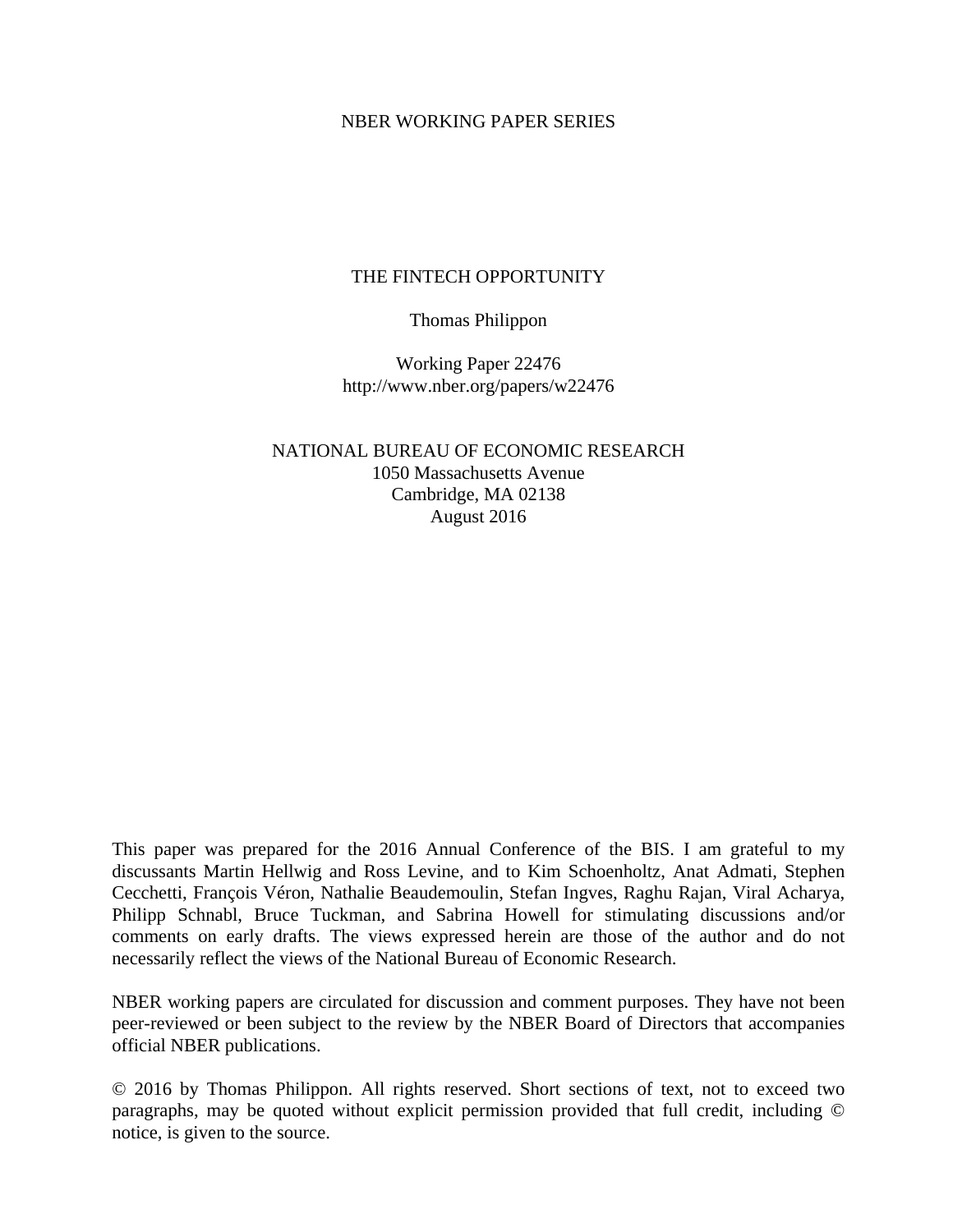NBER WORKING PAPER SERIES

# THE FINTECH OPPORTUNITY

Thomas Philippon

Working Paper 22476
http://www.nber.org/papers/w22476

NATIONAL BUREAU OF ECONOMIC RESEARCH
1050 Massachusetts Avenue
Cambridge, MA 02138
August 2016

This paper was prepared for the 2016 Annual Conference of the BIS. I am grateful to my discussants Martin Hellwig and Ross Levine, and to Kim Schoenholtz, Anat Admati, Stephen Cecchetti, François Véron, Nathalie Beaudemoulin, Stefan Ingves, Raghu Rajan, Viral Acharya, Philipp Schnabl, Bruce Tuckman, and Sabrina Howell for stimulating discussions and/or comments on early drafts. The views expressed herein are those of the author and do not necessarily reflect the views of the National Bureau of Economic Research.

NBER working papers are circulated for discussion and comment purposes. They have not been peer-reviewed or been subject to the review by the NBER Board of Directors that accompanies official NBER publications.

© 2016 by Thomas Philippon. All rights reserved. Short sections of text, not to exceed two paragraphs, may be quoted without explicit permission provided that full credit, including © notice, is given to the source.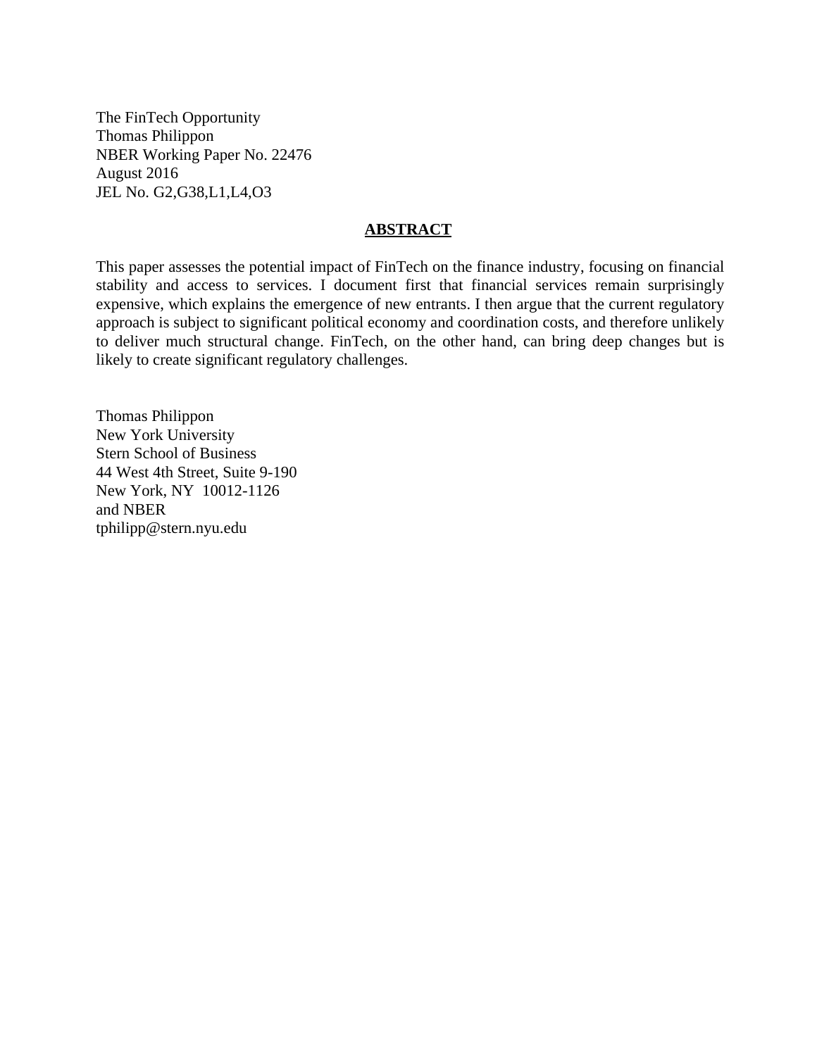The FinTech Opportunity
Thomas Philippon
NBER Working Paper No. 22476
August 2016
JEL No. G2,G38,L1,L4,O3

## ABSTRACT

This paper assesses the potential impact of FinTech on the finance industry, focusing on financial stability and access to services. I document first that financial services remain surprisingly expensive, which explains the emergence of new entrants. I then argue that the current regulatory approach is subject to significant political economy and coordination costs, and therefore unlikely to deliver much structural change. FinTech, on the other hand, can bring deep changes but is likely to create significant regulatory challenges.

Thomas Philippon
New York University
Stern School of Business
44 West 4th Street, Suite 9-190
New York, NY 10012-1126
and NBER
tphilipp@stern.nyu.edu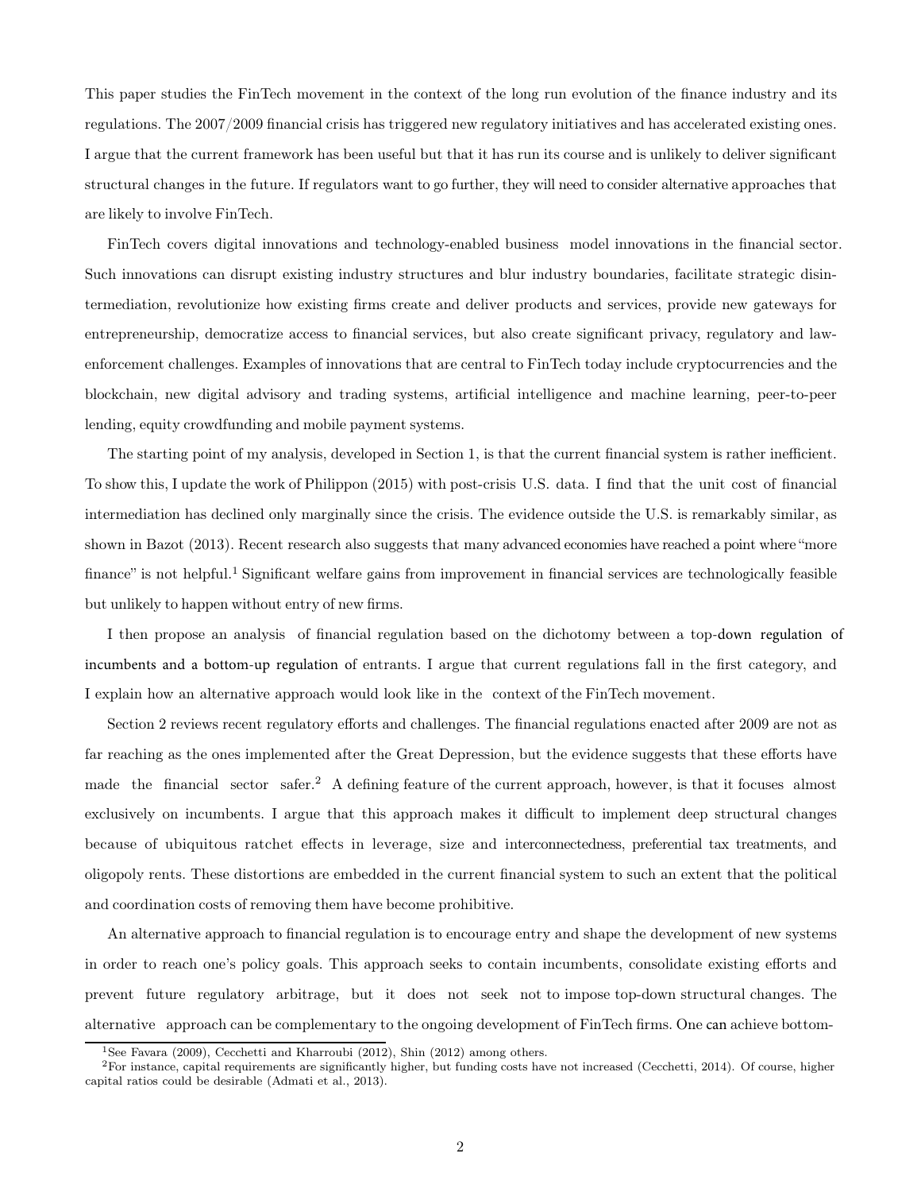This paper studies the FinTech movement in the context of the long run evolution of the finance industry and its regulations. The 2007/2009 financial crisis has triggered new regulatory initiatives and has accelerated existing ones. I argue that the current framework has been useful but that it has run its course and is unlikely to deliver significant structural changes in the future. If regulators want to go further, they will need to consider alternative approaches that are likely to involve FinTech.

FinTech covers digital innovations and technology-enabled business model innovations in the financial sector. Such innovations can disrupt existing industry structures and blur industry boundaries, facilitate strategic disintermediation, revolutionize how existing firms create and deliver products and services, provide new gateways for entrepreneurship, democratize access to financial services, but also create significant privacy, regulatory and law-enforcement challenges. Examples of innovations that are central to FinTech today include cryptocurrencies and the blockchain, new digital advisory and trading systems, artificial intelligence and machine learning, peer-to-peer lending, equity crowdfunding and mobile payment systems.

The starting point of my analysis, developed in Section 1, is that the current financial system is rather inefficient. To show this, I update the work of Philippon (2015) with post-crisis U.S. data. I find that the unit cost of financial intermediation has declined only marginally since the crisis. The evidence outside the U.S. is remarkably similar, as shown in Bazot (2013). Recent research also suggests that many advanced economies have reached a point where "more finance" is not helpful.[1] Significant welfare gains from improvement in financial services are technologically feasible but unlikely to happen without entry of new firms.

I then propose an analysis of financial regulation based on the dichotomy between a top-down regulation of incumbents and a bottom-up regulation of entrants. I argue that current regulations fall in the first category, and I explain how an alternative approach would look like in the context of the FinTech movement.

Section 2 reviews recent regulatory efforts and challenges. The financial regulations enacted after 2009 are not as far reaching as the ones implemented after the Great Depression, but the evidence suggests that these efforts have made the financial sector safer.[2] A defining feature of the current approach, however, is that it focuses almost exclusively on incumbents. I argue that this approach makes it difficult to implement deep structural changes because of ubiquitous ratchet effects in leverage, size and interconnectedness, preferential tax treatments, and oligopoly rents. These distortions are embedded in the current financial system to such an extent that the political and coordination costs of removing them have become prohibitive.

An alternative approach to financial regulation is to encourage entry and shape the development of new systems in order to reach one's policy goals. This approach seeks to contain incumbents, consolidate existing efforts and prevent future regulatory arbitrage, but it does not seek not to impose top-down structural changes. The alternative approach can be complementary to the ongoing development of FinTech firms. One can achieve bottom-

[1] See Favara (2009), Cecchetti and Kharroubi (2012), Shin (2012) among others.

[2] For instance, capital requirements are significantly higher, but funding costs have not increased (Cecchetti, 2014). Of course, higher capital ratios could be desirable (Admati et al., 2013).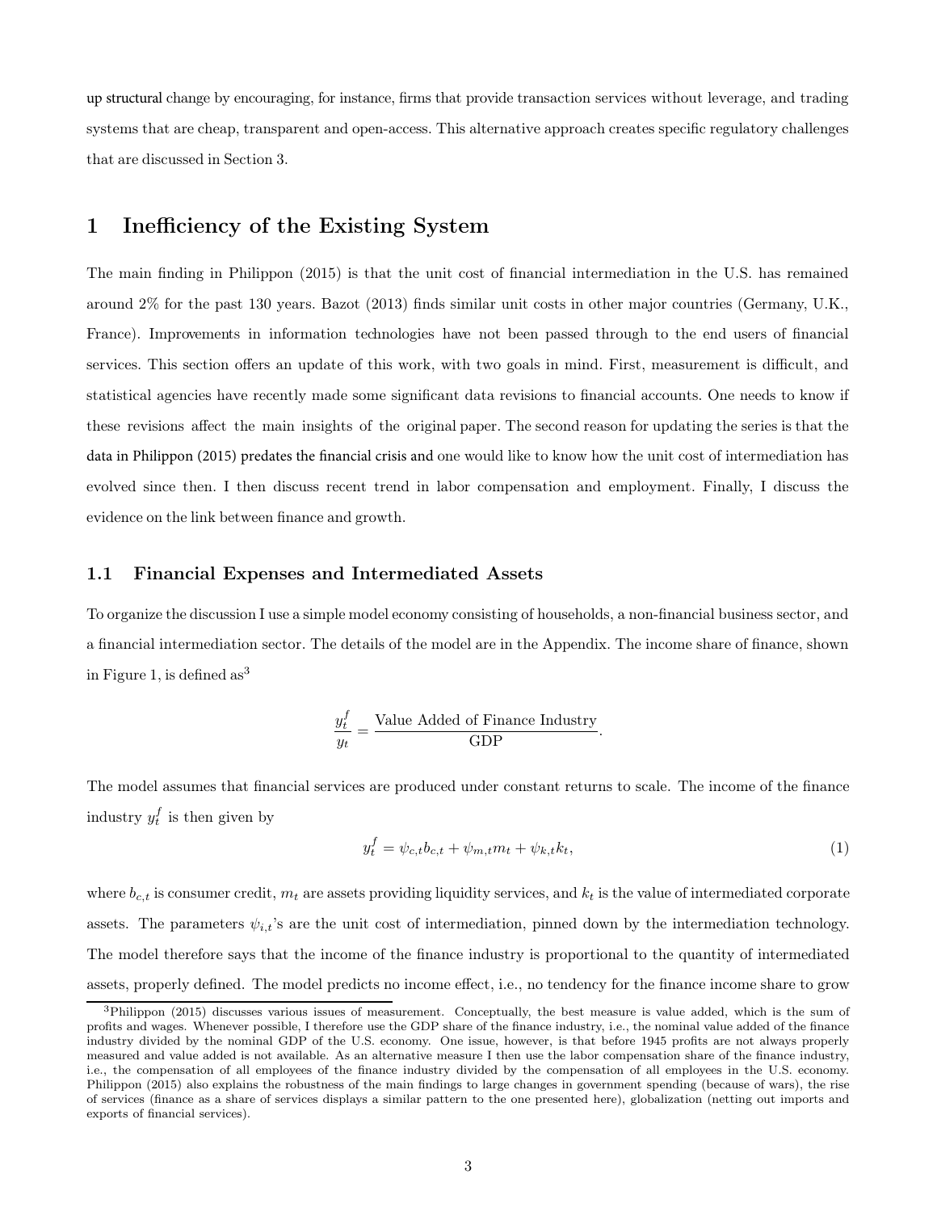up structural change by encouraging, for instance, firms that provide transaction services without leverage, and trading systems that are cheap, transparent and open-access. This alternative approach creates specific regulatory challenges that are discussed in Section 3.

## 1 Inefficiency of the Existing System

The main finding in Philippon (2015) is that the unit cost of financial intermediation in the U.S. has remained around 2% for the past 130 years. Bazot (2013) finds similar unit costs in other major countries (Germany, U.K., France). Improvements in information technologies have not been passed through to the end users of financial services. This section offers an update of this work, with two goals in mind. First, measurement is difficult, and statistical agencies have recently made some significant data revisions to financial accounts. One needs to know if these revisions affect the main insights of the original paper. The second reason for updating the series is that the data in Philippon (2015) predates the financial crisis and one would like to know how the unit cost of intermediation has evolved since then. I then discuss recent trend in labor compensation and employment. Finally, I discuss the evidence on the link between finance and growth.

### 1.1 Financial Expenses and Intermediated Assets

To organize the discussion I use a simple model economy consisting of households, a non-financial business sector, and a financial intermediation sector. The details of the model are in the Appendix. The income share of finance, shown in Figure 1, is defined as[3]

$$\frac{y_t^f}{y_t} = \frac{\text{Value Added of Finance Industry}}{\text{GDP}}.$$

The model assumes that financial services are produced under constant returns to scale. The income of the finance industry $y_t^f$ is then given by

$$y_t^f = \psi_{c,t} b_{c,t} + \psi_{m,t} m_t + \psi_{k,t} k_t, \tag{1}$$

where $b_{c,t}$ is consumer credit, $m_t$ are assets providing liquidity services, and $k_t$ is the value of intermediated corporate assets. The parameters $\psi_{i,t}$'s are the unit cost of intermediation, pinned down by the intermediation technology. The model therefore says that the income of the finance industry is proportional to the quantity of intermediated assets, properly defined. The model predicts no income effect, i.e., no tendency for the finance income share to grow

[3] Philippon (2015) discusses various issues of measurement. Conceptually, the best measure is value added, which is the sum of profits and wages. Whenever possible, I therefore use the GDP share of the finance industry, i.e., the nominal value added of the finance industry divided by the nominal GDP of the U.S. economy. One issue, however, is that before 1945 profits are not always properly measured and value added is not available. As an alternative measure I then use the labor compensation share of the finance industry, i.e., the compensation of all employees of the finance industry divided by the compensation of all employees in the U.S. economy. Philippon (2015) also explains the robustness of the main findings to large changes in government spending (because of wars), the rise of services (finance as a share of services displays a similar pattern to the one presented here), globalization (netting out imports and exports of financial services).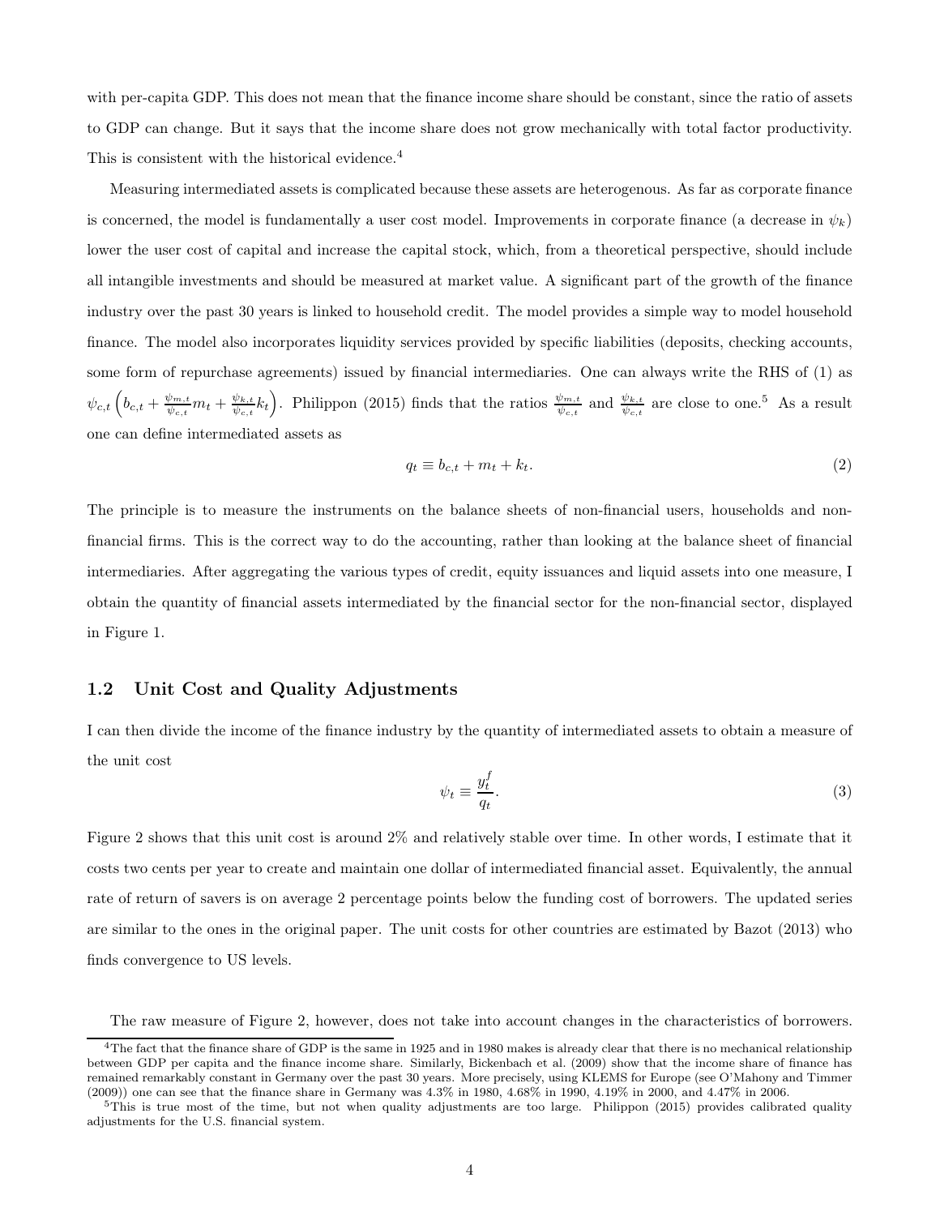with per-capita GDP. This does not mean that the finance income share should be constant, since the ratio of assets to GDP can change. But it says that the income share does not grow mechanically with total factor productivity. This is consistent with the historical evidence.[4]

Measuring intermediated assets is complicated because these assets are heterogenous. As far as corporate finance is concerned, the model is fundamentally a user cost model. Improvements in corporate finance (a decrease in $\psi_k$) lower the user cost of capital and increase the capital stock, which, from a theoretical perspective, should include all intangible investments and should be measured at market value. A significant part of the growth of the finance industry over the past 30 years is linked to household credit. The model provides a simple way to model household finance. The model also incorporates liquidity services provided by specific liabilities (deposits, checking accounts, some form of repurchase agreements) issued by financial intermediaries. One can always write the RHS of (1) as $\psi_{c,t}\left(b_{c,t} + \frac{\psi_{m,t}}{\psi_{c,t}} m_t + \frac{\psi_{k,t}}{\psi_{c,t}} k_t\right)$. Philippon (2015) finds that the ratios $\frac{\psi_{m,t}}{\psi_{c,t}}$ and $\frac{\psi_{k,t}}{\psi_{c,t}}$ are close to one.[5] As a result one can define intermediated assets as

$$q_t \equiv b_{c,t} + m_t + k_t. \tag{2}$$

The principle is to measure the instruments on the balance sheets of non-financial users, households and non-financial firms. This is the correct way to do the accounting, rather than looking at the balance sheet of financial intermediaries. After aggregating the various types of credit, equity issuances and liquid assets into one measure, I obtain the quantity of financial assets intermediated by the financial sector for the non-financial sector, displayed in Figure 1.

## 1.2 Unit Cost and Quality Adjustments

I can then divide the income of the finance industry by the quantity of intermediated assets to obtain a measure of the unit cost

$$\psi_t \equiv \frac{y_t^f}{q_t}. \tag{3}$$

Figure 2 shows that this unit cost is around 2% and relatively stable over time. In other words, I estimate that it costs two cents per year to create and maintain one dollar of intermediated financial asset. Equivalently, the annual rate of return of savers is on average 2 percentage points below the funding cost of borrowers. The updated series are similar to the ones in the original paper. The unit costs for other countries are estimated by Bazot (2013) who finds convergence to US levels.

The raw measure of Figure 2, however, does not take into account changes in the characteristics of borrowers.

[4] The fact that the finance share of GDP is the same in 1925 and in 1980 makes is already clear that there is no mechanical relationship between GDP per capita and the finance income share. Similarly, Bickenbach et al. (2009) show that the income share of finance has remained remarkably constant in Germany over the past 30 years. More precisely, using KLEMS for Europe (see O'Mahony and Timmer (2009)) one can see that the finance share in Germany was 4.3% in 1980, 4.68% in 1990, 4.19% in 2000, and 4.47% in 2006.

[5] This is true most of the time, but not when quality adjustments are too large. Philippon (2015) provides calibrated quality adjustments for the U.S. financial system.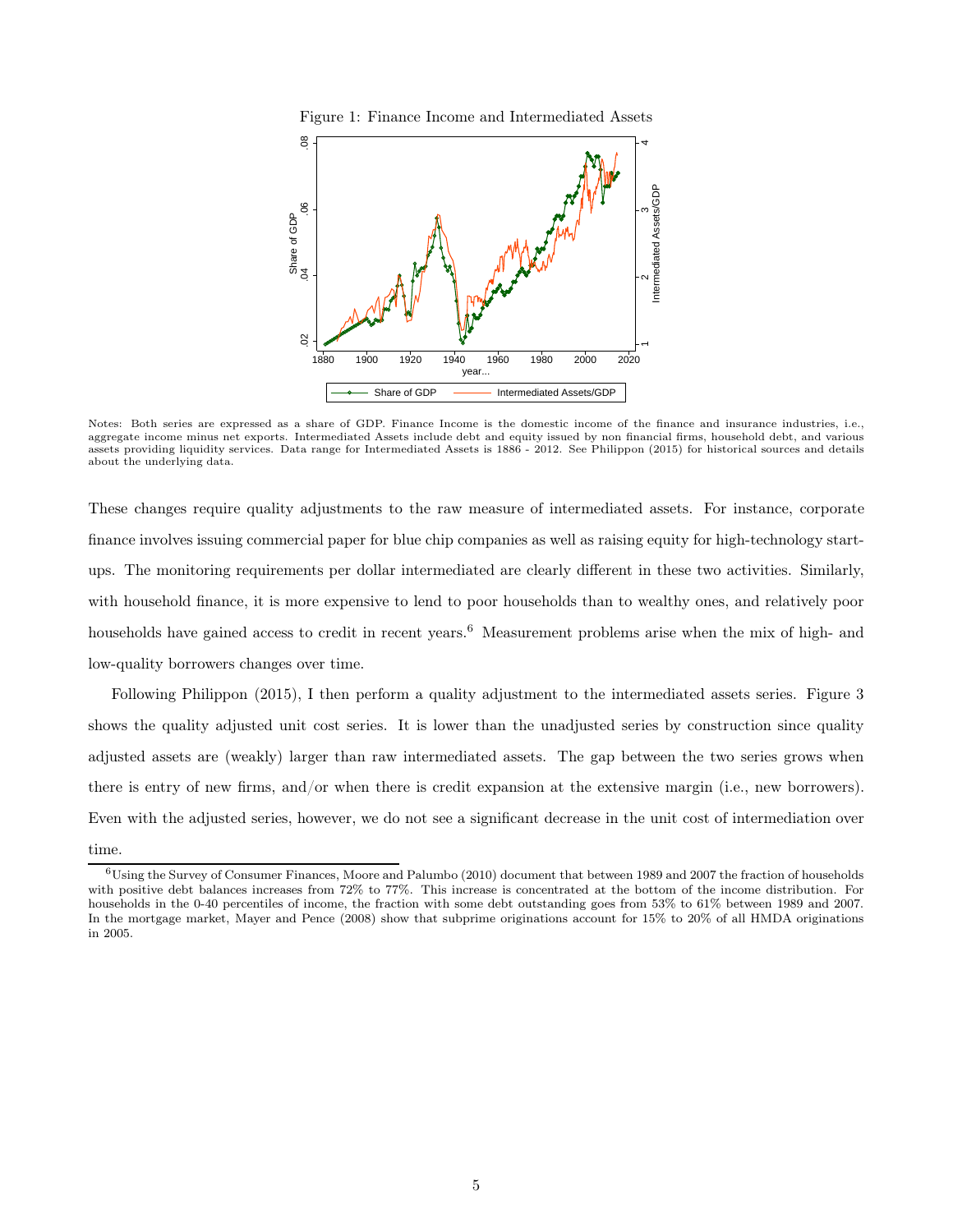Figure 1: Finance Income and Intermediated Assets

Notes: Both series are expressed as a share of GDP. Finance Income is the domestic income of the finance and insurance industries, i.e., aggregate income minus net exports. Intermediated Assets include debt and equity issued by non financial firms, household debt, and various assets providing liquidity services. Data range for Intermediated Assets is 1886 - 2012. See Philippon (2015) for historical sources and details about the underlying data.

These changes require quality adjustments to the raw measure of intermediated assets. For instance, corporate finance involves issuing commercial paper for blue chip companies as well as raising equity for high-technology start-ups. The monitoring requirements per dollar intermediated are clearly different in these two activities. Similarly, with household finance, it is more expensive to lend to poor households than to wealthy ones, and relatively poor households have gained access to credit in recent years.[6] Measurement problems arise when the mix of high- and low-quality borrowers changes over time.

Following Philippon (2015), I then perform a quality adjustment to the intermediated assets series. Figure 3 shows the quality adjusted unit cost series. It is lower than the unadjusted series by construction since quality adjusted assets are (weakly) larger than raw intermediated assets. The gap between the two series grows when there is entry of new firms, and/or when there is credit expansion at the extensive margin (i.e., new borrowers). Even with the adjusted series, however, we do not see a significant decrease in the unit cost of intermediation over time.

[6] Using the Survey of Consumer Finances, Moore and Palumbo (2010) document that between 1989 and 2007 the fraction of households with positive debt balances increases from 72% to 77%. This increase is concentrated at the bottom of the income distribution. For households in the 0-40 percentiles of income, the fraction with some debt outstanding goes from 53% to 61% between 1989 and 2007. In the mortgage market, Mayer and Pence (2008) show that subprime originations account for 15% to 20% of all HMDA originations in 2005.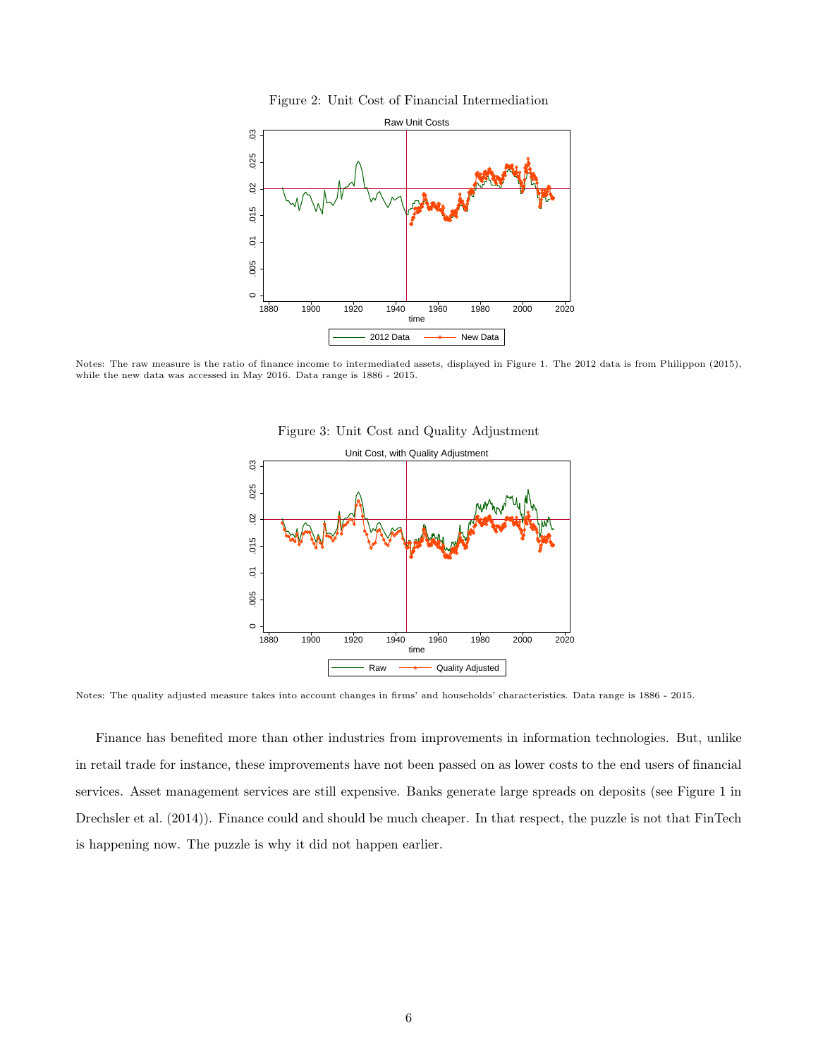Figure 2: Unit Cost of Financial Intermediation

Notes: The raw measure is the ratio of finance income to intermediated assets, displayed in Figure 1. The 2012 data is from Philippon (2015), while the new data was accessed in May 2016. Data range is 1886 - 2015.

Figure 3: Unit Cost and Quality Adjustment

Notes: The quality adjusted measure takes into account changes in firms' and households' characteristics. Data range is 1886 - 2015.

Finance has benefited more than other industries from improvements in information technologies. But, unlike in retail trade for instance, these improvements have not been passed on as lower costs to the end users of financial services. Asset management services are still expensive. Banks generate large spreads on deposits (see Figure 1 in Drechsler et al. (2014)). Finance could and should be much cheaper. In that respect, the puzzle is not that FinTech is happening now. The puzzle is why it did not happen earlier.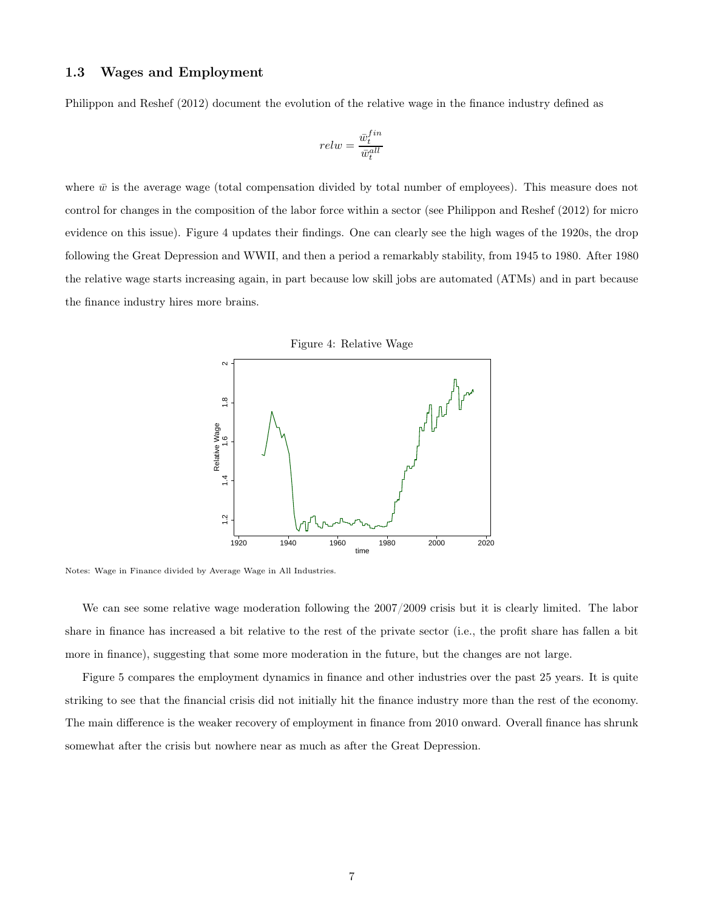### 1.3 Wages and Employment

Philippon and Reshef (2012) document the evolution of the relative wage in the finance industry defined as

$$relw = \frac{\bar{w}_t^{fin}}{\bar{w}_t^{all}}$$

where $\bar{w}$ is the average wage (total compensation divided by total number of employees). This measure does not control for changes in the composition of the labor force within a sector (see Philippon and Reshef (2012) for micro evidence on this issue). Figure 4 updates their findings. One can clearly see the high wages of the 1920s, the drop following the Great Depression and WWII, and then a period a remarkably stability, from 1945 to 1980. After 1980 the relative wage starts increasing again, in part because low skill jobs are automated (ATMs) and in part because the finance industry hires more brains.

Figure 4: Relative Wage

Notes: Wage in Finance divided by Average Wage in All Industries.

We can see some relative wage moderation following the 2007/2009 crisis but it is clearly limited. The labor share in finance has increased a bit relative to the rest of the private sector (i.e., the profit share has fallen a bit more in finance), suggesting that some more moderation in the future, but the changes are not large.

Figure 5 compares the employment dynamics in finance and other industries over the past 25 years. It is quite striking to see that the financial crisis did not initially hit the finance industry more than the rest of the economy. The main difference is the weaker recovery of employment in finance from 2010 onward. Overall finance has shrunk somewhat after the crisis but nowhere near as much as after the Great Depression.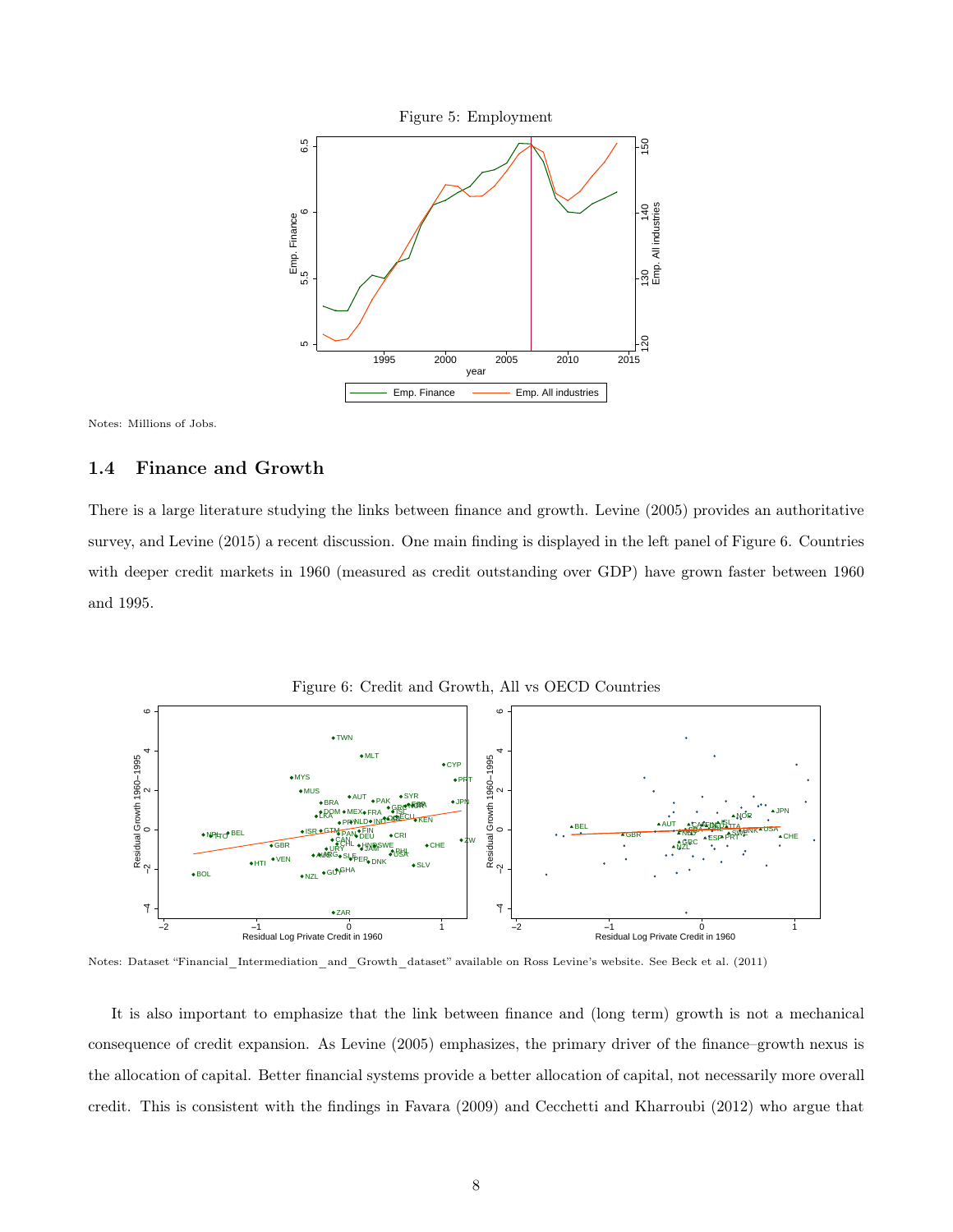Figure 5: Employment

Notes: Millions of Jobs.

## 1.4 Finance and Growth

There is a large literature studying the links between finance and growth. Levine (2005) provides an authoritative survey, and Levine (2015) a recent discussion. One main finding is displayed in the left panel of Figure 6. Countries with deeper credit markets in 1960 (measured as credit outstanding over GDP) have grown faster between 1960 and 1995.

Figure 6: Credit and Growth, All vs OECD Countries

Notes: Dataset "Financial_Intermediation_and_Growth_dataset" available on Ross Levine's website. See Beck et al. (2011)

It is also important to emphasize that the link between finance and (long term) growth is not a mechanical consequence of credit expansion. As Levine (2005) emphasizes, the primary driver of the finance–growth nexus is the allocation of capital. Better financial systems provide a better allocation of capital, not necessarily more overall credit. This is consistent with the findings in Favara (2009) and Cecchetti and Kharroubi (2012) who argue that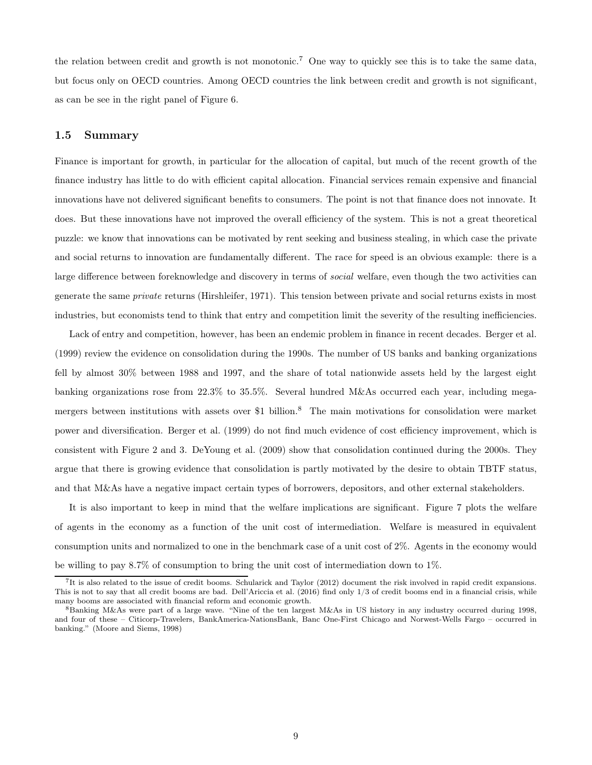the relation between credit and growth is not monotonic.[7] One way to quickly see this is to take the same data, but focus only on OECD countries. Among OECD countries the link between credit and growth is not significant, as can be see in the right panel of Figure 6.

### 1.5 Summary

Finance is important for growth, in particular for the allocation of capital, but much of the recent growth of the finance industry has little to do with efficient capital allocation. Financial services remain expensive and financial innovations have not delivered significant benefits to consumers. The point is not that finance does not innovate. It does. But these innovations have not improved the overall efficiency of the system. This is not a great theoretical puzzle: we know that innovations can be motivated by rent seeking and business stealing, in which case the private and social returns to innovation are fundamentally different. The race for speed is an obvious example: there is a large difference between foreknowledge and discovery in terms of *social* welfare, even though the two activities can generate the same *private* returns (Hirshleifer, 1971). This tension between private and social returns exists in most industries, but economists tend to think that entry and competition limit the severity of the resulting inefficiencies.

Lack of entry and competition, however, has been an endemic problem in finance in recent decades. Berger et al. (1999) review the evidence on consolidation during the 1990s. The number of US banks and banking organizations fell by almost 30% between 1988 and 1997, and the share of total nationwide assets held by the largest eight banking organizations rose from 22.3% to 35.5%. Several hundred M&As occurred each year, including mega-mergers between institutions with assets over $1 billion.[8] The main motivations for consolidation were market power and diversification. Berger et al. (1999) do not find much evidence of cost efficiency improvement, which is consistent with Figure 2 and 3. DeYoung et al. (2009) show that consolidation continued during the 2000s. They argue that there is growing evidence that consolidation is partly motivated by the desire to obtain TBTF status, and that M&As have a negative impact certain types of borrowers, depositors, and other external stakeholders.

It is also important to keep in mind that the welfare implications are significant. Figure 7 plots the welfare of agents in the economy as a function of the unit cost of intermediation. Welfare is measured in equivalent consumption units and normalized to one in the benchmark case of a unit cost of 2%. Agents in the economy would be willing to pay 8.7% of consumption to bring the unit cost of intermediation down to 1%.

[7] It is also related to the issue of credit booms. Schularick and Taylor (2012) document the risk involved in rapid credit expansions. This is not to say that all credit booms are bad. Dell'Ariccia et al. (2016) find only 1/3 of credit booms end in a financial crisis, while many booms are associated with financial reform and economic growth.

[8] Banking M&As were part of a large wave. "Nine of the ten largest M&As in US history in any industry occurred during 1998, and four of these – Citicorp-Travelers, BankAmerica-NationsBank, Banc One-First Chicago and Norwest-Wells Fargo – occurred in banking." (Moore and Siems, 1998)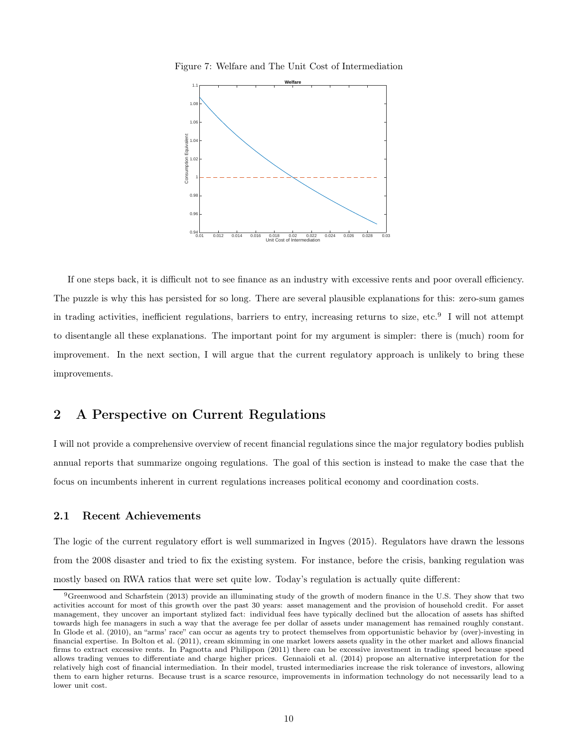Figure 7: Welfare and The Unit Cost of Intermediation

If one steps back, it is difficult not to see finance as an industry with excessive rents and poor overall efficiency. The puzzle is why this has persisted for so long. There are several plausible explanations for this: zero-sum games in trading activities, inefficient regulations, barriers to entry, increasing returns to size, etc.[9] I will not attempt to disentangle all these explanations. The important point for my argument is simpler: there is (much) room for improvement. In the next section, I will argue that the current regulatory approach is unlikely to bring these improvements.

## 2 A Perspective on Current Regulations

I will not provide a comprehensive overview of recent financial regulations since the major regulatory bodies publish annual reports that summarize ongoing regulations. The goal of this section is instead to make the case that the focus on incumbents inherent in current regulations increases political economy and coordination costs.

### 2.1 Recent Achievements

The logic of the current regulatory effort is well summarized in Ingves (2015). Regulators have drawn the lessons from the 2008 disaster and tried to fix the existing system. For instance, before the crisis, banking regulation was mostly based on RWA ratios that were set quite low. Today's regulation is actually quite different:

[9] Greenwood and Scharfstein (2013) provide an illuminating study of the growth of modern finance in the U.S. They show that two activities account for most of this growth over the past 30 years: asset management and the provision of household credit. For asset management, they uncover an important stylized fact: individual fees have typically declined but the allocation of assets has shifted towards high fee managers in such a way that the average fee per dollar of assets under management has remained roughly constant. In Glode et al. (2010), an "arms' race" can occur as agents try to protect themselves from opportunistic behavior by (over)-investing in financial expertise. In Bolton et al. (2011), cream skimming in one market lowers assets quality in the other market and allows financial firms to extract excessive rents. In Pagnotta and Philippon (2011) there can be excessive investment in trading speed because speed allows trading venues to differentiate and charge higher prices. Gennaioli et al. (2014) propose an alternative interpretation for the relatively high cost of financial intermediation. In their model, trusted intermediaries increase the risk tolerance of investors, allowing them to earn higher returns. Because trust is a scarce resource, improvements in information technology do not necessarily lead to a lower unit cost.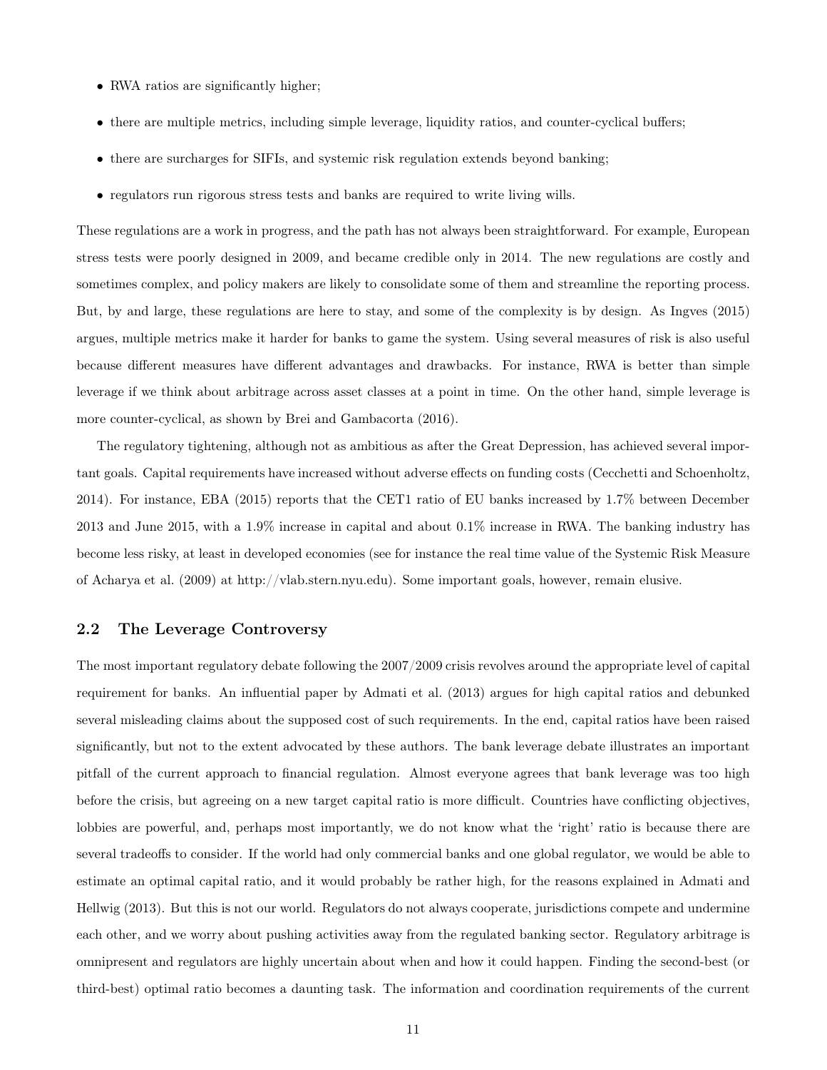- RWA ratios are significantly higher;
- there are multiple metrics, including simple leverage, liquidity ratios, and counter-cyclical buffers;
- there are surcharges for SIFIs, and systemic risk regulation extends beyond banking;
- regulators run rigorous stress tests and banks are required to write living wills.

These regulations are a work in progress, and the path has not always been straightforward. For example, European stress tests were poorly designed in 2009, and became credible only in 2014. The new regulations are costly and sometimes complex, and policy makers are likely to consolidate some of them and streamline the reporting process. But, by and large, these regulations are here to stay, and some of the complexity is by design. As Ingves (2015) argues, multiple metrics make it harder for banks to game the system. Using several measures of risk is also useful because different measures have different advantages and drawbacks. For instance, RWA is better than simple leverage if we think about arbitrage across asset classes at a point in time. On the other hand, simple leverage is more counter-cyclical, as shown by Brei and Gambacorta (2016).

The regulatory tightening, although not as ambitious as after the Great Depression, has achieved several important goals. Capital requirements have increased without adverse effects on funding costs (Cecchetti and Schoenholtz, 2014). For instance, EBA (2015) reports that the CET1 ratio of EU banks increased by 1.7% between December 2013 and June 2015, with a 1.9% increase in capital and about 0.1% increase in RWA. The banking industry has become less risky, at least in developed economies (see for instance the real time value of the Systemic Risk Measure of Acharya et al. (2009) at http://vlab.stern.nyu.edu). Some important goals, however, remain elusive.

## 2.2 The Leverage Controversy

The most important regulatory debate following the 2007/2009 crisis revolves around the appropriate level of capital requirement for banks. An influential paper by Admati et al. (2013) argues for high capital ratios and debunked several misleading claims about the supposed cost of such requirements. In the end, capital ratios have been raised significantly, but not to the extent advocated by these authors. The bank leverage debate illustrates an important pitfall of the current approach to financial regulation. Almost everyone agrees that bank leverage was too high before the crisis, but agreeing on a new target capital ratio is more difficult. Countries have conflicting objectives, lobbies are powerful, and, perhaps most importantly, we do not know what the 'right' ratio is because there are several tradeoffs to consider. If the world had only commercial banks and one global regulator, we would be able to estimate an optimal capital ratio, and it would probably be rather high, for the reasons explained in Admati and Hellwig (2013). But this is not our world. Regulators do not always cooperate, jurisdictions compete and undermine each other, and we worry about pushing activities away from the regulated banking sector. Regulatory arbitrage is omnipresent and regulators are highly uncertain about when and how it could happen. Finding the second-best (or third-best) optimal ratio becomes a daunting task. The information and coordination requirements of the current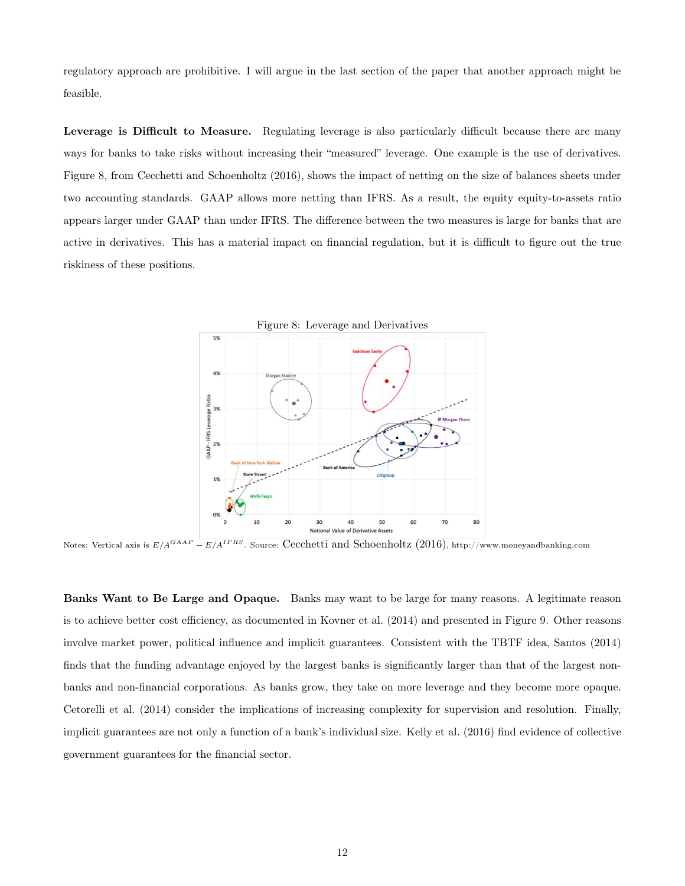regulatory approach are prohibitive. I will argue in the last section of the paper that another approach might be feasible.

**Leverage is Difficult to Measure.** Regulating leverage is also particularly difficult because there are many ways for banks to take risks without increasing their "measured" leverage. One example is the use of derivatives. Figure 8, from Cecchetti and Schoenholtz (2016), shows the impact of netting on the size of balances sheets under two accounting standards. GAAP allows more netting than IFRS. As a result, the equity equity-to-assets ratio appears larger under GAAP than under IFRS. The difference between the two measures is large for banks that are active in derivatives. This has a material impact on financial regulation, but it is difficult to figure out the true riskiness of these positions.

Figure 8: Leverage and Derivatives

Notes: Vertical axis is $E/A^{GAAP} - E/A^{IFRS}$. Source: Cecchetti and Schoenholtz (2016), http://www.moneyandbanking.com

**Banks Want to Be Large and Opaque.** Banks may want to be large for many reasons. A legitimate reason is to achieve better cost efficiency, as documented in Kovner et al. (2014) and presented in Figure 9. Other reasons involve market power, political influence and implicit guarantees. Consistent with the TBTF idea, Santos (2014) finds that the funding advantage enjoyed by the largest banks is significantly larger than that of the largest non-banks and non-financial corporations. As banks grow, they take on more leverage and they become more opaque. Cetorelli et al. (2014) consider the implications of increasing complexity for supervision and resolution. Finally, implicit guarantees are not only a function of a bank's individual size. Kelly et al. (2016) find evidence of collective government guarantees for the financial sector.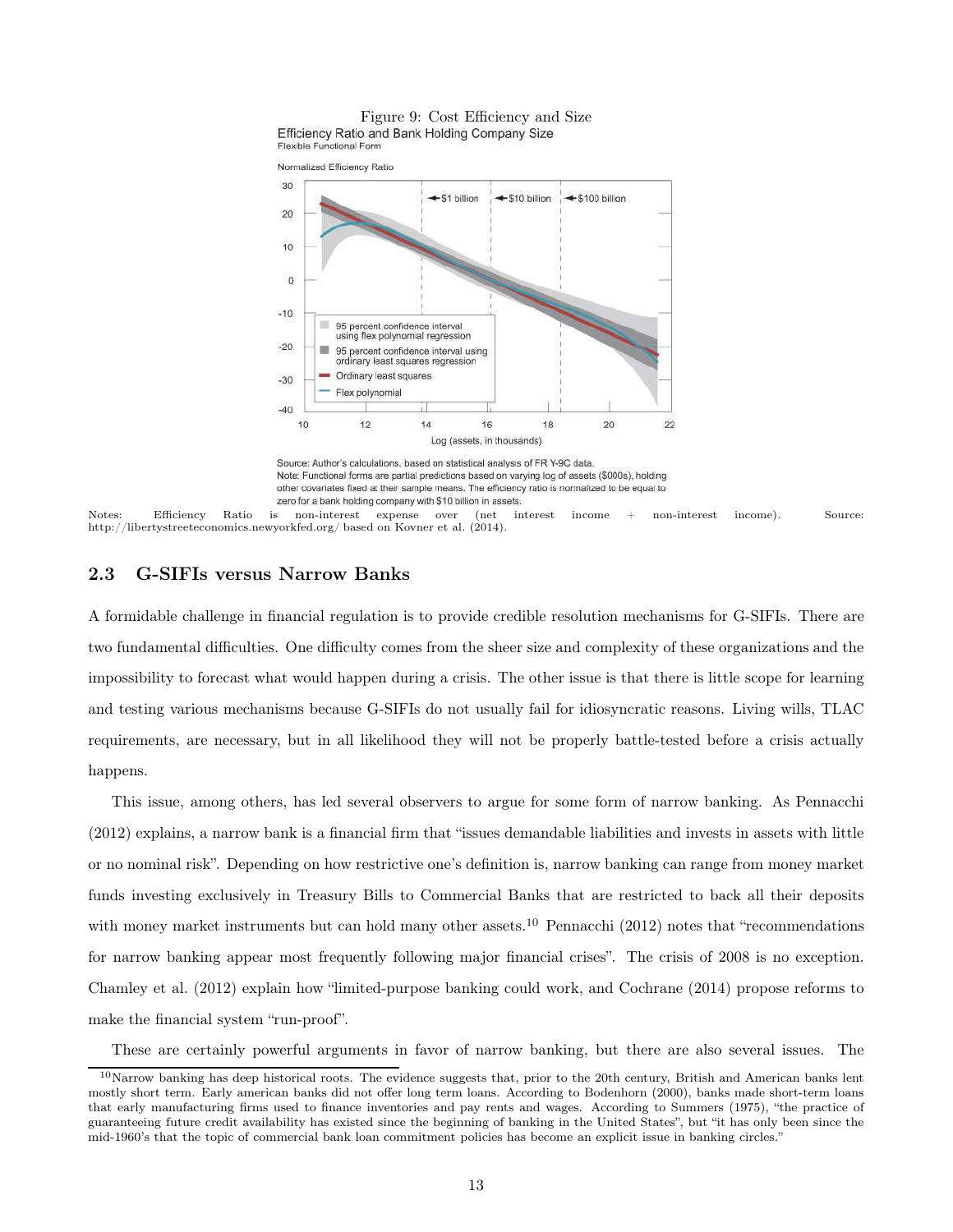Figure 9: Cost Efficiency and Size

Efficiency Ratio and Bank Holding Company Size
Flexible Functional Form

Source: Author's calculations, based on statistical analysis of FR Y-9C data.
Note: Functional forms are partial predictions based on varying log of assets ($000s), holding other covariates fixed at their sample means. The efficiency ratio is normalized to be equal to zero for a bank holding company with $10 billion in assets.

Notes: Efficiency Ratio is non-interest expense over (net interest income + non-interest income). Source: http://libertystreeteconomics.newyorkfed.org/ based on Kovner et al. (2014).

## 2.3 G-SIFIs versus Narrow Banks

A formidable challenge in financial regulation is to provide credible resolution mechanisms for G-SIFIs. There are two fundamental difficulties. One difficulty comes from the sheer size and complexity of these organizations and the impossibility to forecast what would happen during a crisis. The other issue is that there is little scope for learning and testing various mechanisms because G-SIFIs do not usually fail for idiosyncratic reasons. Living wills, TLAC requirements, are necessary, but in all likelihood they will not be properly battle-tested before a crisis actually happens.

This issue, among others, has led several observers to argue for some form of narrow banking. As Pennacchi (2012) explains, a narrow bank is a financial firm that "issues demandable liabilities and invests in assets with little or no nominal risk". Depending on how restrictive one's definition is, narrow banking can range from money market funds investing exclusively in Treasury Bills to Commercial Banks that are restricted to back all their deposits with money market instruments but can hold many other assets.[10] Pennacchi (2012) notes that "recommendations for narrow banking appear most frequently following major financial crises". The crisis of 2008 is no exception. Chamley et al. (2012) explain how "limited-purpose banking could work, and Cochrane (2014) propose reforms to make the financial system "run-proof".

These are certainly powerful arguments in favor of narrow banking, but there are also several issues. The

[10] Narrow banking has deep historical roots. The evidence suggests that, prior to the 20th century, British and American banks lent mostly short term. Early american banks did not offer long term loans. According to Bodenhorn (2000), banks made short-term loans that early manufacturing firms used to finance inventories and pay rents and wages. According to Summers (1975), "the practice of guaranteeing future credit availability has existed since the beginning of banking in the United States", but "it has only been since the mid-1960's that the topic of commercial bank loan commitment policies has become an explicit issue in banking circles."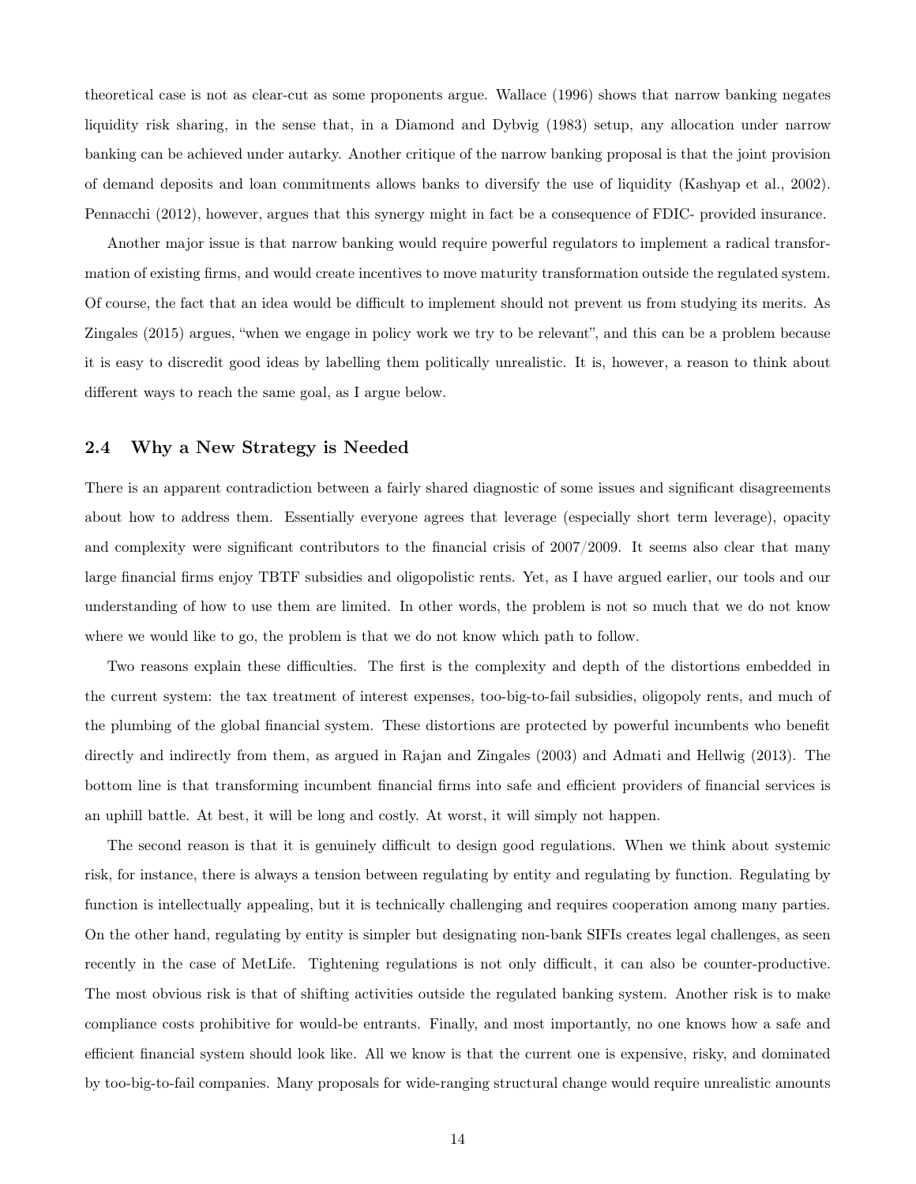theoretical case is not as clear-cut as some proponents argue. Wallace (1996) shows that narrow banking negates liquidity risk sharing, in the sense that, in a Diamond and Dybvig (1983) setup, any allocation under narrow banking can be achieved under autarky. Another critique of the narrow banking proposal is that the joint provision of demand deposits and loan commitments allows banks to diversify the use of liquidity (Kashyap et al., 2002). Pennacchi (2012), however, argues that this synergy might in fact be a consequence of FDIC- provided insurance.

Another major issue is that narrow banking would require powerful regulators to implement a radical transformation of existing firms, and would create incentives to move maturity transformation outside the regulated system. Of course, the fact that an idea would be difficult to implement should not prevent us from studying its merits. As Zingales (2015) argues, "when we engage in policy work we try to be relevant", and this can be a problem because it is easy to discredit good ideas by labelling them politically unrealistic. It is, however, a reason to think about different ways to reach the same goal, as I argue below.

### 2.4 Why a New Strategy is Needed

There is an apparent contradiction between a fairly shared diagnostic of some issues and significant disagreements about how to address them. Essentially everyone agrees that leverage (especially short term leverage), opacity and complexity were significant contributors to the financial crisis of 2007/2009. It seems also clear that many large financial firms enjoy TBTF subsidies and oligopolistic rents. Yet, as I have argued earlier, our tools and our understanding of how to use them are limited. In other words, the problem is not so much that we do not know where we would like to go, the problem is that we do not know which path to follow.

Two reasons explain these difficulties. The first is the complexity and depth of the distortions embedded in the current system: the tax treatment of interest expenses, too-big-to-fail subsidies, oligopoly rents, and much of the plumbing of the global financial system. These distortions are protected by powerful incumbents who benefit directly and indirectly from them, as argued in Rajan and Zingales (2003) and Admati and Hellwig (2013). The bottom line is that transforming incumbent financial firms into safe and efficient providers of financial services is an uphill battle. At best, it will be long and costly. At worst, it will simply not happen.

The second reason is that it is genuinely difficult to design good regulations. When we think about systemic risk, for instance, there is always a tension between regulating by entity and regulating by function. Regulating by function is intellectually appealing, but it is technically challenging and requires cooperation among many parties. On the other hand, regulating by entity is simpler but designating non-bank SIFIs creates legal challenges, as seen recently in the case of MetLife. Tightening regulations is not only difficult, it can also be counter-productive. The most obvious risk is that of shifting activities outside the regulated banking system. Another risk is to make compliance costs prohibitive for would-be entrants. Finally, and most importantly, no one knows how a safe and efficient financial system should look like. All we know is that the current one is expensive, risky, and dominated by too-big-to-fail companies. Many proposals for wide-ranging structural change would require unrealistic amounts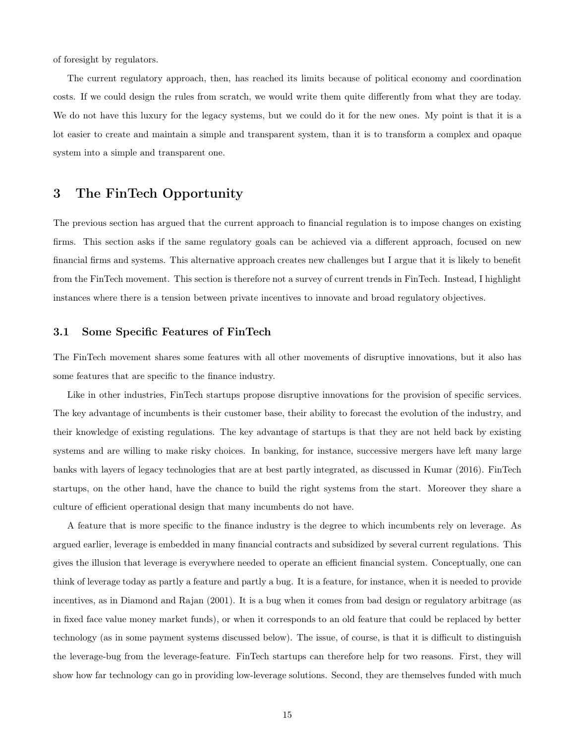of foresight by regulators.

The current regulatory approach, then, has reached its limits because of political economy and coordination costs. If we could design the rules from scratch, we would write them quite differently from what they are today. We do not have this luxury for the legacy systems, but we could do it for the new ones. My point is that it is a lot easier to create and maintain a simple and transparent system, than it is to transform a complex and opaque system into a simple and transparent one.

## 3 The FinTech Opportunity

The previous section has argued that the current approach to financial regulation is to impose changes on existing firms. This section asks if the same regulatory goals can be achieved via a different approach, focused on new financial firms and systems. This alternative approach creates new challenges but I argue that it is likely to benefit from the FinTech movement. This section is therefore not a survey of current trends in FinTech. Instead, I highlight instances where there is a tension between private incentives to innovate and broad regulatory objectives.

### 3.1 Some Specific Features of FinTech

The FinTech movement shares some features with all other movements of disruptive innovations, but it also has some features that are specific to the finance industry.

Like in other industries, FinTech startups propose disruptive innovations for the provision of specific services. The key advantage of incumbents is their customer base, their ability to forecast the evolution of the industry, and their knowledge of existing regulations. The key advantage of startups is that they are not held back by existing systems and are willing to make risky choices. In banking, for instance, successive mergers have left many large banks with layers of legacy technologies that are at best partly integrated, as discussed in Kumar (2016). FinTech startups, on the other hand, have the chance to build the right systems from the start. Moreover they share a culture of efficient operational design that many incumbents do not have.

A feature that is more specific to the finance industry is the degree to which incumbents rely on leverage. As argued earlier, leverage is embedded in many financial contracts and subsidized by several current regulations. This gives the illusion that leverage is everywhere needed to operate an efficient financial system. Conceptually, one can think of leverage today as partly a feature and partly a bug. It is a feature, for instance, when it is needed to provide incentives, as in Diamond and Rajan (2001). It is a bug when it comes from bad design or regulatory arbitrage (as in fixed face value money market funds), or when it corresponds to an old feature that could be replaced by better technology (as in some payment systems discussed below). The issue, of course, is that it is difficult to distinguish the leverage-bug from the leverage-feature. FinTech startups can therefore help for two reasons. First, they will show how far technology can go in providing low-leverage solutions. Second, they are themselves funded with much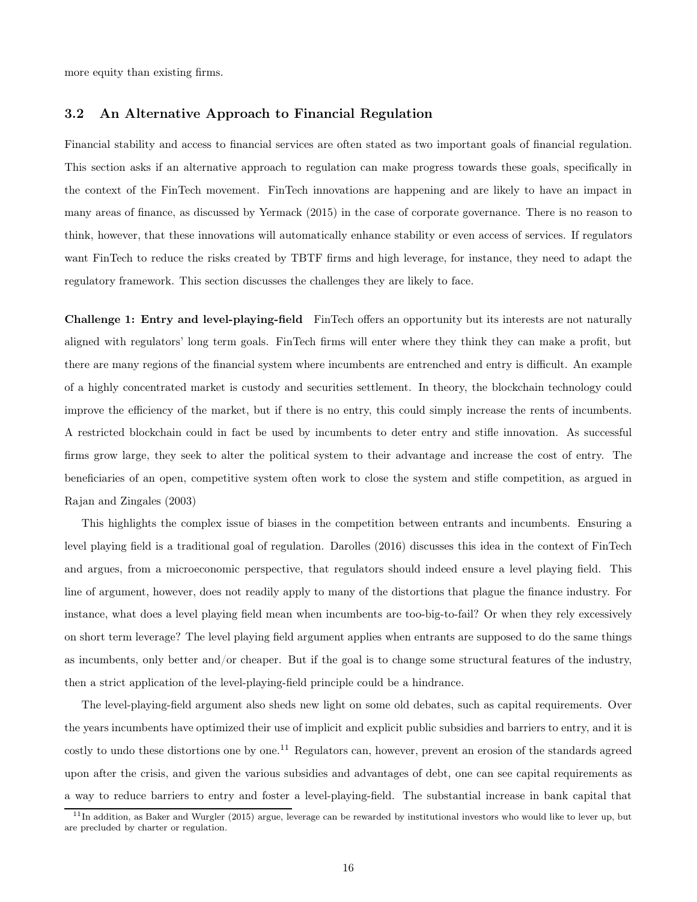more equity than existing firms.

### 3.2 An Alternative Approach to Financial Regulation

Financial stability and access to financial services are often stated as two important goals of financial regulation. This section asks if an alternative approach to regulation can make progress towards these goals, specifically in the context of the FinTech movement. FinTech innovations are happening and are likely to have an impact in many areas of finance, as discussed by Yermack (2015) in the case of corporate governance. There is no reason to think, however, that these innovations will automatically enhance stability or even access of services. If regulators want FinTech to reduce the risks created by TBTF firms and high leverage, for instance, they need to adapt the regulatory framework. This section discusses the challenges they are likely to face.

**Challenge 1: Entry and level-playing-field** FinTech offers an opportunity but its interests are not naturally aligned with regulators' long term goals. FinTech firms will enter where they think they can make a profit, but there are many regions of the financial system where incumbents are entrenched and entry is difficult. An example of a highly concentrated market is custody and securities settlement. In theory, the blockchain technology could improve the efficiency of the market, but if there is no entry, this could simply increase the rents of incumbents. A restricted blockchain could in fact be used by incumbents to deter entry and stifle innovation. As successful firms grow large, they seek to alter the political system to their advantage and increase the cost of entry. The beneficiaries of an open, competitive system often work to close the system and stifle competition, as argued in Rajan and Zingales (2003)

This highlights the complex issue of biases in the competition between entrants and incumbents. Ensuring a level playing field is a traditional goal of regulation. Darolles (2016) discusses this idea in the context of FinTech and argues, from a microeconomic perspective, that regulators should indeed ensure a level playing field. This line of argument, however, does not readily apply to many of the distortions that plague the finance industry. For instance, what does a level playing field mean when incumbents are too-big-to-fail? Or when they rely excessively on short term leverage? The level playing field argument applies when entrants are supposed to do the same things as incumbents, only better and/or cheaper. But if the goal is to change some structural features of the industry, then a strict application of the level-playing-field principle could be a hindrance.

The level-playing-field argument also sheds new light on some old debates, such as capital requirements. Over the years incumbents have optimized their use of implicit and explicit public subsidies and barriers to entry, and it is costly to undo these distortions one by one.[11] Regulators can, however, prevent an erosion of the standards agreed upon after the crisis, and given the various subsidies and advantages of debt, one can see capital requirements as a way to reduce barriers to entry and foster a level-playing-field. The substantial increase in bank capital that

[11] In addition, as Baker and Wurgler (2015) argue, leverage can be rewarded by institutional investors who would like to lever up, but are precluded by charter or regulation.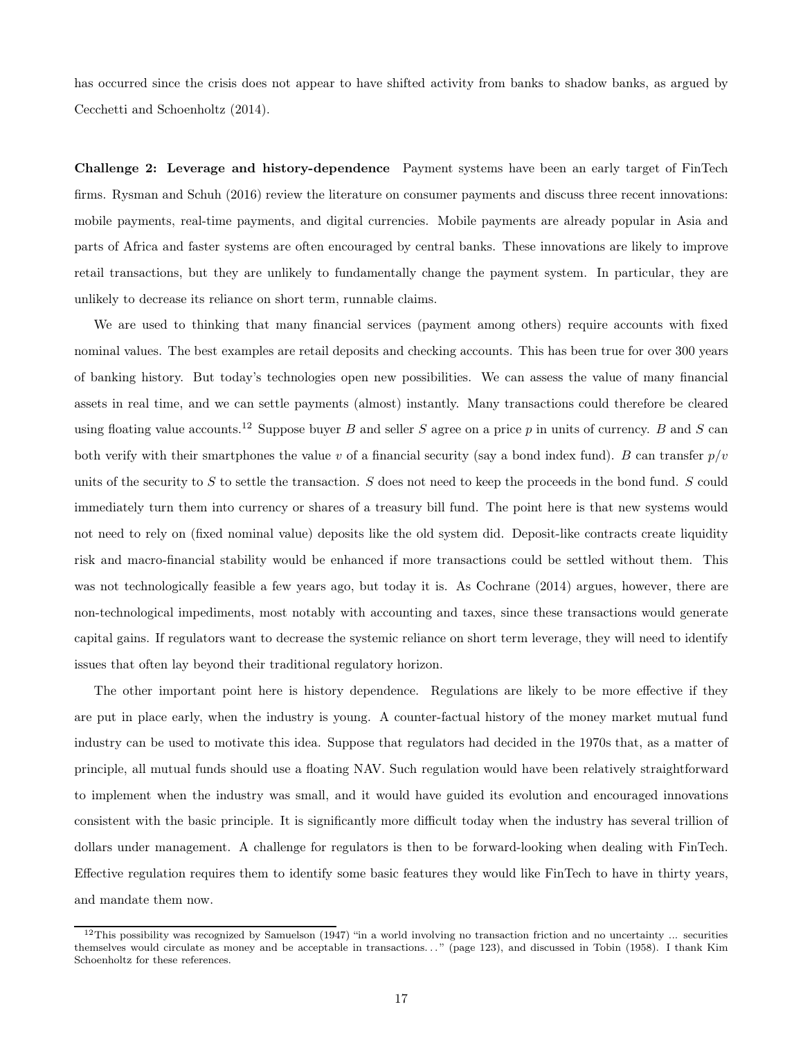has occurred since the crisis does not appear to have shifted activity from banks to shadow banks, as argued by Cecchetti and Schoenholtz (2014).

**Challenge 2: Leverage and history-dependence** Payment systems have been an early target of FinTech firms. Rysman and Schuh (2016) review the literature on consumer payments and discuss three recent innovations: mobile payments, real-time payments, and digital currencies. Mobile payments are already popular in Asia and parts of Africa and faster systems are often encouraged by central banks. These innovations are likely to improve retail transactions, but they are unlikely to fundamentally change the payment system. In particular, they are unlikely to decrease its reliance on short term, runnable claims.

We are used to thinking that many financial services (payment among others) require accounts with fixed nominal values. The best examples are retail deposits and checking accounts. This has been true for over 300 years of banking history. But today's technologies open new possibilities. We can assess the value of many financial assets in real time, and we can settle payments (almost) instantly. Many transactions could therefore be cleared using floating value accounts.[12] Suppose buyer $B$ and seller $S$ agree on a price $p$ in units of currency. $B$ and $S$ can both verify with their smartphones the value $v$ of a financial security (say a bond index fund). $B$ can transfer $p/v$ units of the security to $S$ to settle the transaction. $S$ does not need to keep the proceeds in the bond fund. $S$ could immediately turn them into currency or shares of a treasury bill fund. The point here is that new systems would not need to rely on (fixed nominal value) deposits like the old system did. Deposit-like contracts create liquidity risk and macro-financial stability would be enhanced if more transactions could be settled without them. This was not technologically feasible a few years ago, but today it is. As Cochrane (2014) argues, however, there are non-technological impediments, most notably with accounting and taxes, since these transactions would generate capital gains. If regulators want to decrease the systemic reliance on short term leverage, they will need to identify issues that often lay beyond their traditional regulatory horizon.

The other important point here is history dependence. Regulations are likely to be more effective if they are put in place early, when the industry is young. A counter-factual history of the money market mutual fund industry can be used to motivate this idea. Suppose that regulators had decided in the 1970s that, as a matter of principle, all mutual funds should use a floating NAV. Such regulation would have been relatively straightforward to implement when the industry was small, and it would have guided its evolution and encouraged innovations consistent with the basic principle. It is significantly more difficult today when the industry has several trillion of dollars under management. A challenge for regulators is then to be forward-looking when dealing with FinTech. Effective regulation requires them to identify some basic features they would like FinTech to have in thirty years, and mandate them now.

[12] This possibility was recognized by Samuelson (1947) "in a world involving no transaction friction and no uncertainty ... securities themselves would circulate as money and be acceptable in transactions. . . " (page 123), and discussed in Tobin (1958). I thank Kim Schoenholtz for these references.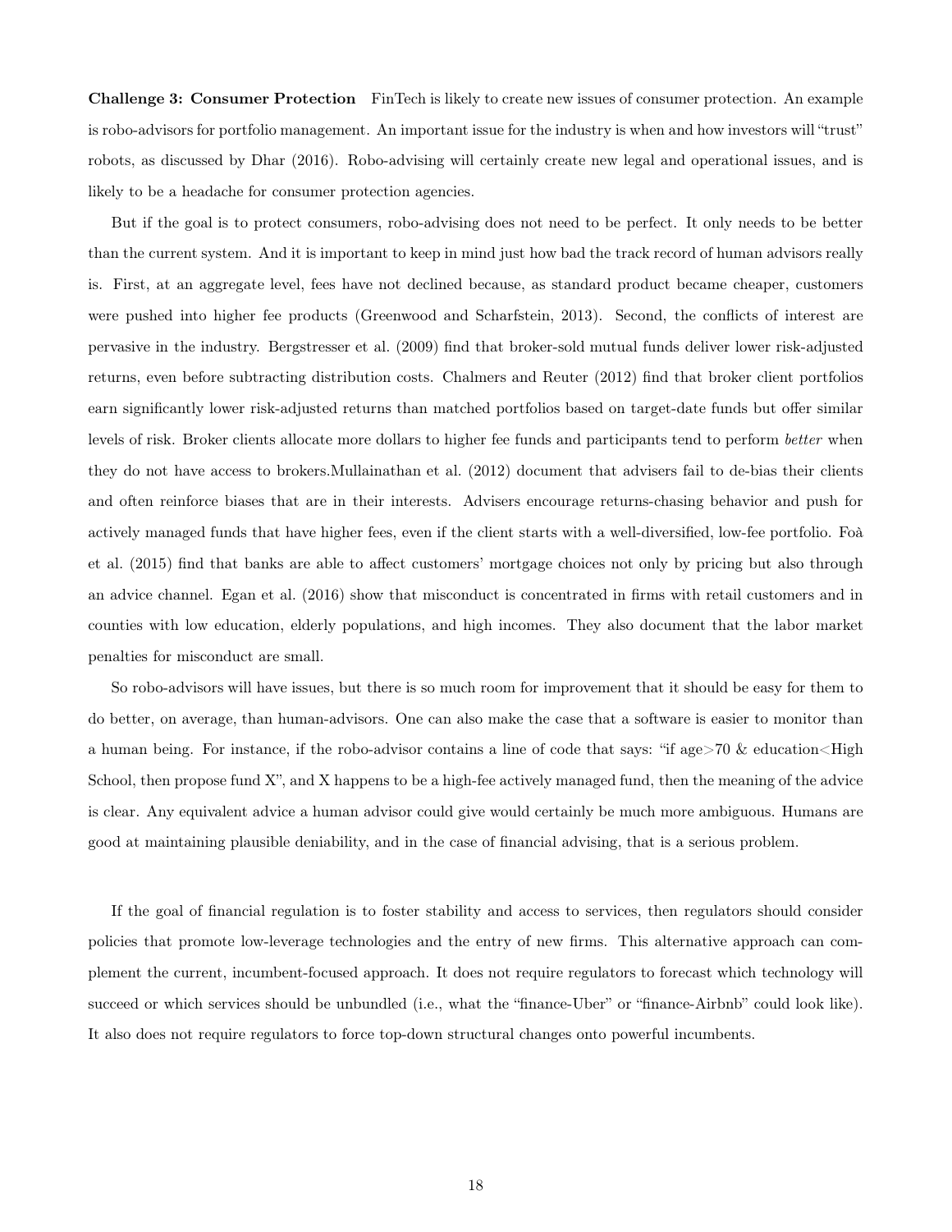**Challenge 3: Consumer Protection** FinTech is likely to create new issues of consumer protection. An example is robo-advisors for portfolio management. An important issue for the industry is when and how investors will "trust" robots, as discussed by Dhar (2016). Robo-advising will certainly create new legal and operational issues, and is likely to be a headache for consumer protection agencies.

But if the goal is to protect consumers, robo-advising does not need to be perfect. It only needs to be better than the current system. And it is important to keep in mind just how bad the track record of human advisors really is. First, at an aggregate level, fees have not declined because, as standard product became cheaper, customers were pushed into higher fee products (Greenwood and Scharfstein, 2013). Second, the conflicts of interest are pervasive in the industry. Bergstresser et al. (2009) find that broker-sold mutual funds deliver lower risk-adjusted returns, even before subtracting distribution costs. Chalmers and Reuter (2012) find that broker client portfolios earn significantly lower risk-adjusted returns than matched portfolios based on target-date funds but offer similar levels of risk. Broker clients allocate more dollars to higher fee funds and participants tend to perform *better* when they do not have access to brokers.Mullainathan et al. (2012) document that advisers fail to de-bias their clients and often reinforce biases that are in their interests. Advisers encourage returns-chasing behavior and push for actively managed funds that have higher fees, even if the client starts with a well-diversified, low-fee portfolio. Foà et al. (2015) find that banks are able to affect customers' mortgage choices not only by pricing but also through an advice channel. Egan et al. (2016) show that misconduct is concentrated in firms with retail customers and in counties with low education, elderly populations, and high incomes. They also document that the labor market penalties for misconduct are small.

So robo-advisors will have issues, but there is so much room for improvement that it should be easy for them to do better, on average, than human-advisors. One can also make the case that a software is easier to monitor than a human being. For instance, if the robo-advisor contains a line of code that says: "if age>70 & education<High School, then propose fund X", and X happens to be a high-fee actively managed fund, then the meaning of the advice is clear. Any equivalent advice a human advisor could give would certainly be much more ambiguous. Humans are good at maintaining plausible deniability, and in the case of financial advising, that is a serious problem.

If the goal of financial regulation is to foster stability and access to services, then regulators should consider policies that promote low-leverage technologies and the entry of new firms. This alternative approach can complement the current, incumbent-focused approach. It does not require regulators to forecast which technology will succeed or which services should be unbundled (i.e., what the "finance-Uber" or "finance-Airbnb" could look like). It also does not require regulators to force top-down structural changes onto powerful incumbents.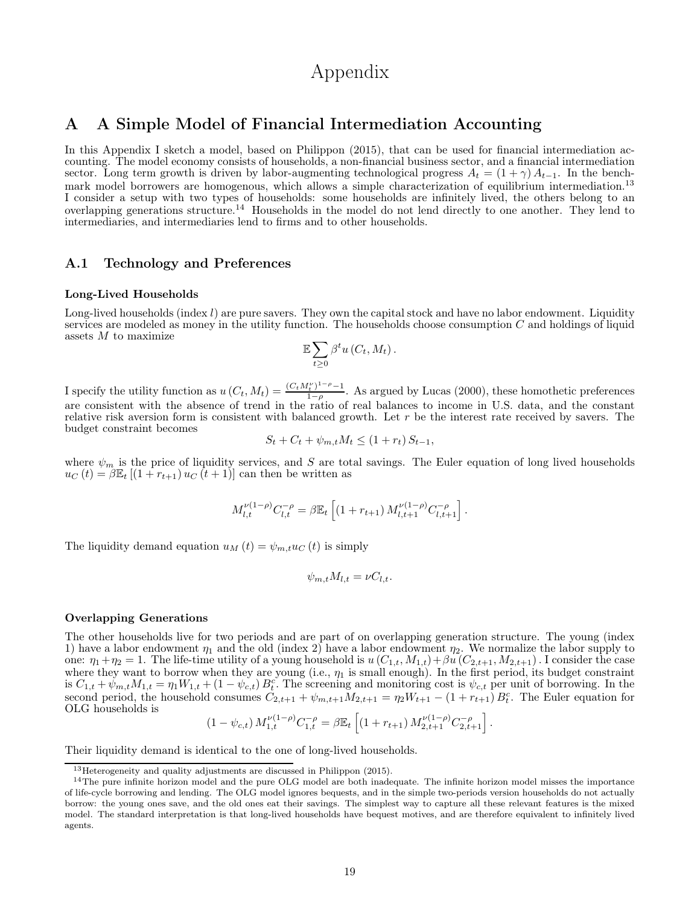# Appendix

## A A Simple Model of Financial Intermediation Accounting

In this Appendix I sketch a model, based on Philippon (2015), that can be used for financial intermediation accounting. The model economy consists of households, a non-financial business sector, and a financial intermediation sector. Long term growth is driven by labor-augmenting technological progress $A_t = (1+\gamma) A_{t-1}$. In the benchmark model borrowers are homogenous, which allows a simple characterization of equilibrium intermediation.[13] I consider a setup with two types of households: some households are infinitely lived, the others belong to an overlapping generations structure.[14] Households in the model do not lend directly to one another. They lend to intermediaries, and intermediaries lend to firms and to other households.

### A.1 Technology and Preferences

**Long-Lived Households**

Long-lived households (index $l$) are pure savers. They own the capital stock and have no labor endowment. Liquidity services are modeled as money in the utility function. The households choose consumption $C$ and holdings of liquid assets $M$ to maximize

$$\mathbb{E} \sum_{t \geq 0} \beta^t u(C_t, M_t).$$

I specify the utility function as $u(C_t, M_t) = \frac{(C_t M_t^{\nu})^{1-\rho} - 1}{1-\rho}$. As argued by Lucas (2000), these homothetic preferences are consistent with the absence of trend in the ratio of real balances to income in U.S. data, and the constant relative risk aversion form is consistent with balanced growth. Let $r$ be the interest rate received by savers. The budget constraint becomes

$$S_t + C_t + \psi_{m,t} M_t \leq (1+r_t) S_{t-1},$$

where $\psi_m$ is the price of liquidity services, and $S$ are total savings. The Euler equation of long lived households $u_C(t) = \beta \mathbb{E}_t [(1+r_{t+1}) u_C(t+1)]$ can then be written as

$$M_{l,t}^{\nu(1-\rho)} C_{l,t}^{-\rho} = \beta \mathbb{E}_t \left[ (1+r_{t+1}) M_{l,t+1}^{\nu(1-\rho)} C_{l,t+1}^{-\rho} \right].$$

The liquidity demand equation $u_M(t) = \psi_{m,t} u_C(t)$ is simply

$$\psi_{m,t} M_{l,t} = \nu C_{l,t}.$$

**Overlapping Generations**

The other households live for two periods and are part of on overlapping generation structure. The young (index 1) have a labor endowment $\eta_1$ and the old (index 2) have a labor endowment $\eta_2$. We normalize the labor supply to one: $\eta_1 + \eta_2 = 1$. The life-time utility of a young household is $u(C_{1,t}, M_{1,t}) + \beta u(C_{2,t+1}, M_{2,t+1})$. I consider the case where they want to borrow when they are young (i.e., $\eta_1$ is small enough). In the first period, its budget constraint is $C_{1,t} + \psi_{m,t} M_{1,t} = \eta_1 W_{1,t} + (1-\psi_{c,t}) B_t^c$. The screening and monitoring cost is $\psi_{c,t}$ per unit of borrowing. In the second period, the household consumes $C_{2,t+1} + \psi_{m,t+1} M_{2,t+1} = \eta_2 W_{t+1} - (1+r_{t+1}) B_t^c$. The Euler equation for OLG households is

$$(1-\psi_{c,t}) M_{1,t}^{\nu(1-\rho)} C_{1,t}^{-\rho} = \beta \mathbb{E}_t \left[ (1+r_{t+1}) M_{2,t+1}^{\nu(1-\rho)} C_{2,t+1}^{-\rho} \right].$$

Their liquidity demand is identical to the one of long-lived households.

---

[13] Heterogeneity and quality adjustments are discussed in Philippon (2015).

[14] The pure infinite horizon model and the pure OLG model are both inadequate. The infinite horizon model misses the importance of life-cycle borrowing and lending. The OLG model ignores bequests, and in the simple two-periods version households do not actually borrow: the young ones save, and the old ones eat their savings. The simplest way to capture all these relevant features is the mixed model. The standard interpretation is that long-lived households have bequest motives, and are therefore equivalent to infinitely lived agents.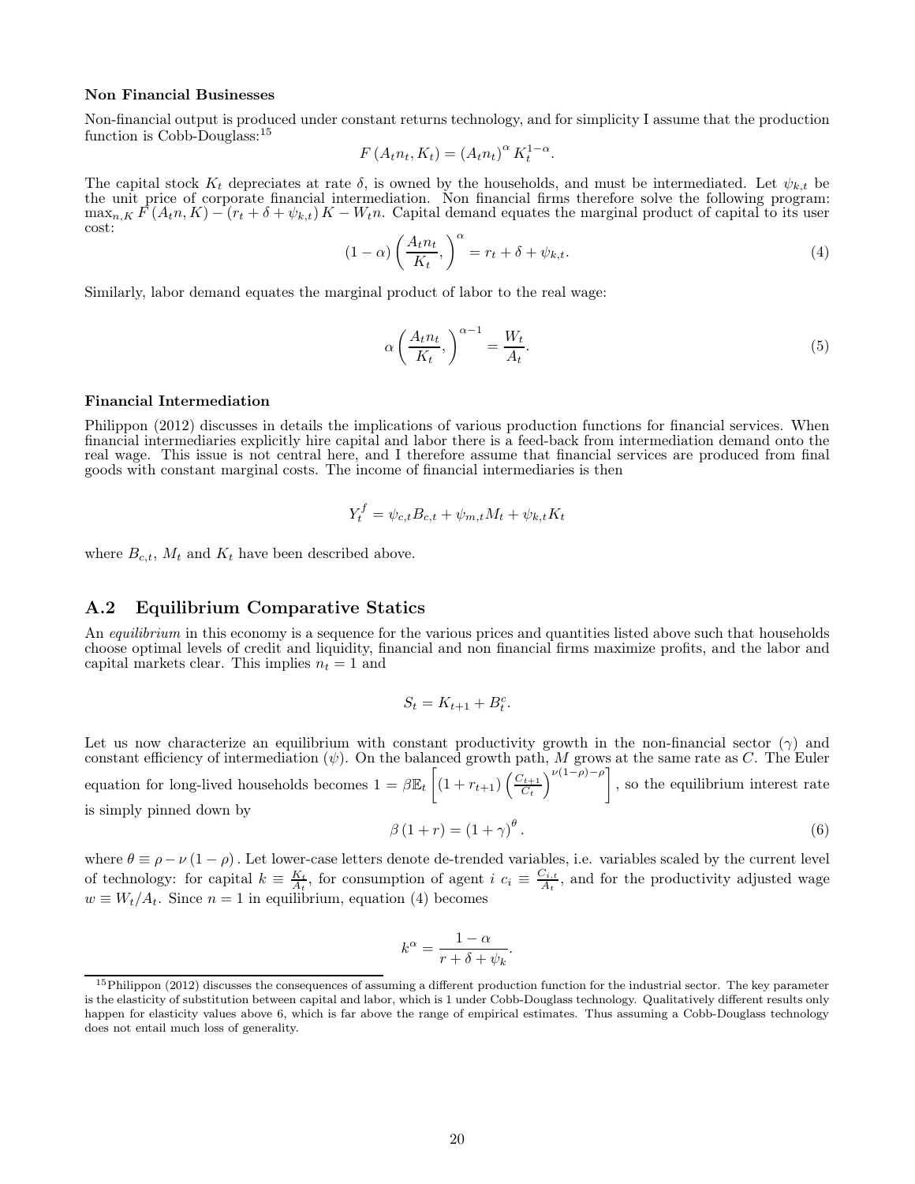**Non Financial Businesses**

Non-financial output is produced under constant returns technology, and for simplicity I assume that the production function is Cobb-Douglass:[15]

$$F(A_t n_t, K_t) = (A_t n_t)^{\alpha} K_t^{1-\alpha}.$$

The capital stock $K_t$ depreciates at rate $\delta$, is owned by the households, and must be intermediated. Let $\psi_{k,t}$ be the unit price of corporate financial intermediation. Non financial firms therefore solve the following program: $\max_{n,K} F(A_t n, K) - (r_t + \delta + \psi_{k,t}) K - W_t n$. Capital demand equates the marginal product of capital to its user cost:

$$(1-\alpha)\left(\frac{A_t n_t}{K_t},\right)^{\alpha} = r_t + \delta + \psi_{k,t}. \tag{4}$$

Similarly, labor demand equates the marginal product of labor to the real wage:

$$\alpha\left(\frac{A_t n_t}{K_t},\right)^{\alpha-1} = \frac{W_t}{A_t}. \tag{5}$$

**Financial Intermediation**

Philippon (2012) discusses in details the implications of various production functions for financial services. When financial intermediaries explicitly hire capital and labor there is a feed-back from intermediation demand onto the real wage. This issue is not central here, and I therefore assume that financial services are produced from final goods with constant marginal costs. The income of financial intermediaries is then

$$Y_t^f = \psi_{c,t} B_{c,t} + \psi_{m,t} M_t + \psi_{k,t} K_t$$

where $B_{c,t}$, $M_t$ and $K_t$ have been described above.

## A.2 Equilibrium Comparative Statics

An *equilibrium* in this economy is a sequence for the various prices and quantities listed above such that households choose optimal levels of credit and liquidity, financial and non financial firms maximize profits, and the labor and capital markets clear. This implies $n_t = 1$ and

$$S_t = K_{t+1} + B_t^c.$$

Let us now characterize an equilibrium with constant productivity growth in the non-financial sector ($\gamma$) and constant efficiency of intermediation ($\psi$). On the balanced growth path, $M$ grows at the same rate as $C$. The Euler equation for long-lived households becomes $1 = \beta \mathbb{E}_t \left[(1 + r_{t+1})\left(\frac{C_{t+1}}{C_t}\right)^{\nu(1-\rho)-\rho}\right]$, so the equilibrium interest rate is simply pinned down by

$$\beta(1+r) = (1+\gamma)^{\theta}. \tag{6}$$

where $\theta \equiv \rho - \nu(1-\rho)$. Let lower-case letters denote de-trended variables, i.e. variables scaled by the current level of technology: for capital $k \equiv \frac{K_t}{A_t}$, for consumption of agent $i$ $c_i \equiv \frac{C_{i,t}}{A_t}$, and for the productivity adjusted wage $w \equiv W_t / A_t$. Since $n = 1$ in equilibrium, equation (4) becomes

$$k^{\alpha} = \frac{1-\alpha}{r + \delta + \psi_k}.$$

[15] Philippon (2012) discusses the consequences of assuming a different production function for the industrial sector. The key parameter is the elasticity of substitution between capital and labor, which is 1 under Cobb-Douglass technology. Qualitatively different results only happen for elasticity values above 6, which is far above the range of empirical estimates. Thus assuming a Cobb-Douglass technology does not entail much loss of generality.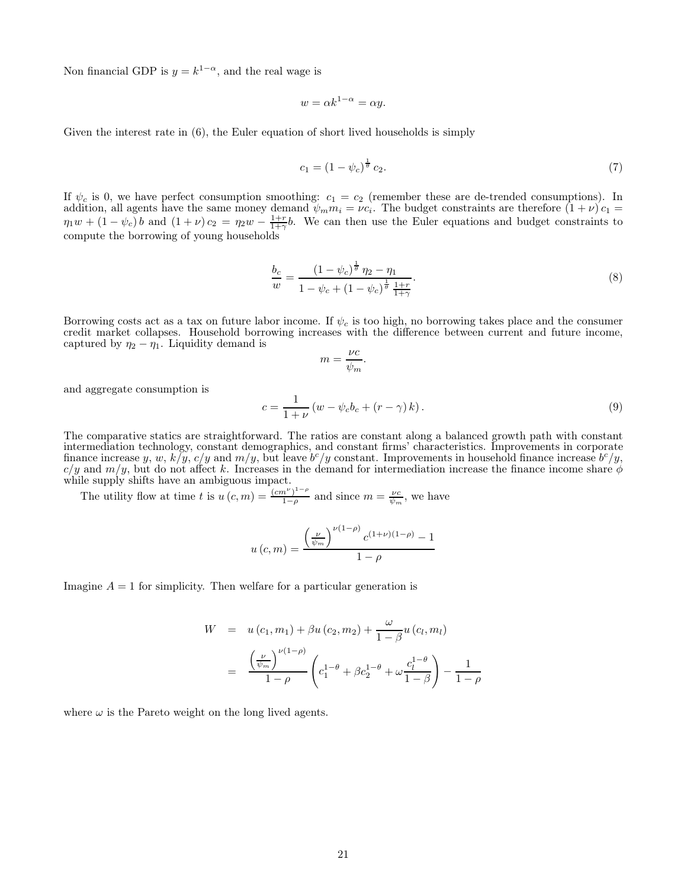Non financial GDP is $y = k^{1-\alpha}$, and the real wage is

$$w = \alpha k^{1-\alpha} = \alpha y.$$

Given the interest rate in (6), the Euler equation of short lived households is simply

$$c_1 = (1-\psi_c)^{\frac{1}{\theta}} c_2. \tag{7}$$

If $\psi_c$ is 0, we have perfect consumption smoothing: $c_1 = c_2$ (remember these are de-trended consumptions). In addition, all agents have the same money demand $\psi_m m_i = \nu c_i$. The budget constraints are therefore $(1+\nu) c_1 = \eta_1 w + (1-\psi_c) b$ and $(1+\nu) c_2 = \eta_2 w - \frac{1+r}{1+\gamma} b$. We can then use the Euler equations and budget constraints to compute the borrowing of young households

$$\frac{b_c}{w} = \frac{(1-\psi_c)^{\frac{1}{\theta}} \eta_2 - \eta_1}{1 - \psi_c + (1-\psi_c)^{\frac{1}{\theta}} \frac{1+r}{1+\gamma}}. \tag{8}$$

Borrowing costs act as a tax on future labor income. If $\psi_c$ is too high, no borrowing takes place and the consumer credit market collapses. Household borrowing increases with the difference between current and future income, captured by $\eta_2 - \eta_1$. Liquidity demand is

$$m = \frac{\nu c}{\psi_m}.$$

and aggregate consumption is

$$c = \frac{1}{1+\nu}\left(w - \psi_c b_c + (r-\gamma) k\right). \tag{9}$$

The comparative statics are straightforward. The ratios are constant along a balanced growth path with constant intermediation technology, constant demographics, and constant firms' characteristics. Improvements in corporate finance increase $y$, $w$, $k/y$, $c/y$ and $m/y$, but leave $b^c/y$ constant. Improvements in household finance increase $b^c/y$, $c/y$ and $m/y$, but do not affect $k$. Increases in the demand for intermediation increase the finance income share $\phi$ while supply shifts have an ambiguous impact.

The utility flow at time $t$ is $u(c,m) = \frac{(cm^{\nu})^{1-\rho}}{1-\rho}$ and since $m = \frac{\nu c}{\psi_m}$, we have

$$u(c,m) = \frac{\left(\frac{\nu}{\psi_m}\right)^{\nu(1-\rho)} c^{(1+\nu)(1-\rho)} - 1}{1-\rho}$$

Imagine $A = 1$ for simplicity. Then welfare for a particular generation is

$$\begin{aligned}
W &= u(c_1, m_1) + \beta u(c_2, m_2) + \frac{\omega}{1-\beta} u(c_l, m_l) \\
&= \frac{\left(\frac{\nu}{\psi_m}\right)^{\nu(1-\rho)}}{1-\rho}\left(c_1^{1-\theta} + \beta c_2^{1-\theta} + \omega \frac{c_l^{1-\theta}}{1-\beta}\right) - \frac{1}{1-\rho}
\end{aligned}$$

where $\omega$ is the Pareto weight on the long lived agents.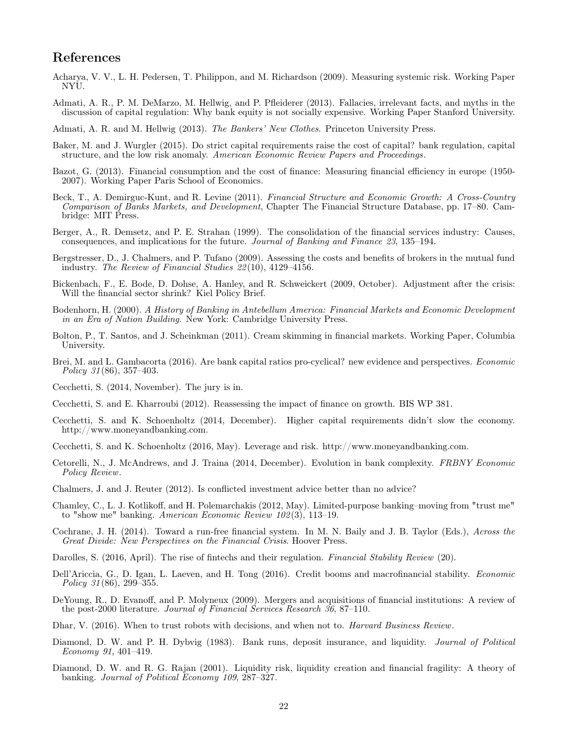## References

Acharya, V. V., L. H. Pedersen, T. Philippon, and M. Richardson (2009). Measuring systemic risk. Working Paper NYU.

Admati, A. R., P. M. DeMarzo, M. Hellwig, and P. Pfleiderer (2013). Fallacies, irrelevant facts, and myths in the discussion of capital regulation: Why bank equity is not socially expensive. Working Paper Stanford University.

Admati, A. R. and M. Hellwig (2013). *The Bankers' New Clothes*. Princeton University Press.

Baker, M. and J. Wurgler (2015). Do strict capital requirements raise the cost of capital? bank regulation, capital structure, and the low risk anomaly. *American Economic Review Papers and Proceedings*.

Bazot, G. (2013). Financial consumption and the cost of finance: Measuring financial efficiency in europe (1950-2007). Working Paper Paris School of Economics.

Beck, T., A. Demirguc-Kunt, and R. Levine (2011). *Financial Structure and Economic Growth: A Cross-Country Comparison of Banks Markets, and Development*, Chapter The Financial Structure Database, pp. 17–80. Cambridge: MIT Press.

Berger, A., R. Demsetz, and P. E. Strahan (1999). The consolidation of the financial services industry: Causes, consequences, and implications for the future. *Journal of Banking and Finance 23*, 135–194.

Bergstresser, D., J. Chalmers, and P. Tufano (2009). Assessing the costs and benefits of brokers in the mutual fund industry. *The Review of Financial Studies 22*(10), 4129–4156.

Bickenbach, F., E. Bode, D. Dohse, A. Hanley, and R. Schweickert (2009, October). Adjustment after the crisis: Will the financial sector shrink? Kiel Policy Brief.

Bodenhorn, H. (2000). *A History of Banking in Antebellum America: Financial Markets and Economic Development in an Era of Nation Building*. New York: Cambridge University Press.

Bolton, P., T. Santos, and J. Scheinkman (2011). Cream skimming in financial markets. Working Paper, Columbia University.

Brei, M. and L. Gambacorta (2016). Are bank capital ratios pro-cyclical? new evidence and perspectives. *Economic Policy 31*(86), 357–403.

Cecchetti, S. (2014, November). The jury is in.

Cecchetti, S. and E. Kharroubi (2012). Reassessing the impact of finance on growth. BIS WP 381.

Cecchetti, S. and K. Schoenholtz (2014, December). Higher capital requirements didn't slow the economy. http://www.moneyandbanking.com.

Cecchetti, S. and K. Schoenholtz (2016, May). Leverage and risk. http://www.moneyandbanking.com.

Cetorelli, N., J. McAndrews, and J. Traina (2014, December). Evolution in bank complexity. *FRBNY Economic Policy Review*.

Chalmers, J. and J. Reuter (2012). Is conflicted investment advice better than no advice?

Chamley, C., L. J. Kotlikoff, and H. Polemarchakis (2012, May). Limited-purpose banking–moving from "trust me" to "show me" banking. *American Economic Review 102*(3), 113–19.

Cochrane, J. H. (2014). Toward a run-free financial system. In M. N. Baily and J. B. Taylor (Eds.), *Across the Great Divide: New Perspectives on the Financial Crisis*. Hoover Press.

Darolles, S. (2016, April). The rise of fintechs and their regulation. *Financial Stability Review* (20).

Dell'Ariccia, G., D. Igan, L. Laeven, and H. Tong (2016). Credit booms and macrofinancial stability. *Economic Policy 31*(86), 299–355.

DeYoung, R., D. Evanoff, and P. Molyneux (2009). Mergers and acquisitions of financial institutions: A review of the post-2000 literature. *Journal of Financial Services Research 36*, 87–110.

Dhar, V. (2016). When to trust robots with decisions, and when not to. *Harvard Business Review*.

Diamond, D. W. and P. H. Dybvig (1983). Bank runs, deposit insurance, and liquidity. *Journal of Political Economy 91*, 401–419.

Diamond, D. W. and R. G. Rajan (2001). Liquidity risk, liquidity creation and financial fragility: A theory of banking. *Journal of Political Economy 109*, 287–327.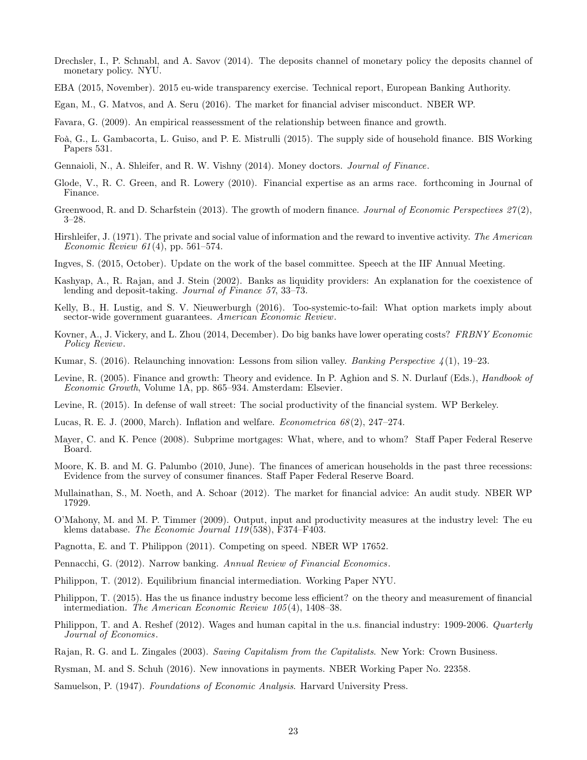Drechsler, I., P. Schnabl, and A. Savov (2014). The deposits channel of monetary policy the deposits channel of monetary policy. NYU.

EBA (2015, November). 2015 eu-wide transparency exercise. Technical report, European Banking Authority.

Egan, M., G. Matvos, and A. Seru (2016). The market for financial adviser misconduct. NBER WP.

Favara, G. (2009). An empirical reassessment of the relationship between finance and growth.

Foà, G., L. Gambacorta, L. Guiso, and P. E. Mistrulli (2015). The supply side of household finance. BIS Working Papers 531.

Gennaioli, N., A. Shleifer, and R. W. Vishny (2014). Money doctors. *Journal of Finance*.

Glode, V., R. C. Green, and R. Lowery (2010). Financial expertise as an arms race. forthcoming in Journal of Finance.

Greenwood, R. and D. Scharfstein (2013). The growth of modern finance. *Journal of Economic Perspectives 27*(2), 3–28.

Hirshleifer, J. (1971). The private and social value of information and the reward to inventive activity. *The American Economic Review 61*(4), pp. 561–574.

Ingves, S. (2015, October). Update on the work of the basel committee. Speech at the IIF Annual Meeting.

Kashyap, A., R. Rajan, and J. Stein (2002). Banks as liquidity providers: An explanation for the coexistence of lending and deposit-taking. *Journal of Finance 57*, 33–73.

Kelly, B., H. Lustig, and S. V. Nieuwerburgh (2016). Too-systemic-to-fail: What option markets imply about sector-wide government guarantees. *American Economic Review*.

Kovner, A., J. Vickery, and L. Zhou (2014, December). Do big banks have lower operating costs? *FRBNY Economic Policy Review*.

Kumar, S. (2016). Relaunching innovation: Lessons from silion valley. *Banking Perspective 4*(1), 19–23.

Levine, R. (2005). Finance and growth: Theory and evidence. In P. Aghion and S. N. Durlauf (Eds.), *Handbook of Economic Growth*, Volume 1A, pp. 865–934. Amsterdam: Elsevier.

Levine, R. (2015). In defense of wall street: The social productivity of the financial system. WP Berkeley.

Lucas, R. E. J. (2000, March). Inflation and welfare. *Econometrica 68*(2), 247–274.

Mayer, C. and K. Pence (2008). Subprime mortgages: What, where, and to whom? Staff Paper Federal Reserve Board.

Moore, K. B. and M. G. Palumbo (2010, June). The finances of american households in the past three recessions: Evidence from the survey of consumer finances. Staff Paper Federal Reserve Board.

Mullainathan, S., M. Noeth, and A. Schoar (2012). The market for financial advice: An audit study. NBER WP 17929.

O'Mahony, M. and M. P. Timmer (2009). Output, input and productivity measures at the industry level: The eu klems database. *The Economic Journal 119*(538), F374–F403.

Pagnotta, E. and T. Philippon (2011). Competing on speed. NBER WP 17652.

Pennacchi, G. (2012). Narrow banking. *Annual Review of Financial Economics*.

Philippon, T. (2012). Equilibrium financial intermediation. Working Paper NYU.

Philippon, T. (2015). Has the us finance industry become less efficient? on the theory and measurement of financial intermediation. *The American Economic Review 105*(4), 1408–38.

Philippon, T. and A. Reshef (2012). Wages and human capital in the u.s. financial industry: 1909-2006. *Quarterly Journal of Economics*.

Rajan, R. G. and L. Zingales (2003). *Saving Capitalism from the Capitalists*. New York: Crown Business.

Rysman, M. and S. Schuh (2016). New innovations in payments. NBER Working Paper No. 22358.

Samuelson, P. (1947). *Foundations of Economic Analysis*. Harvard University Press.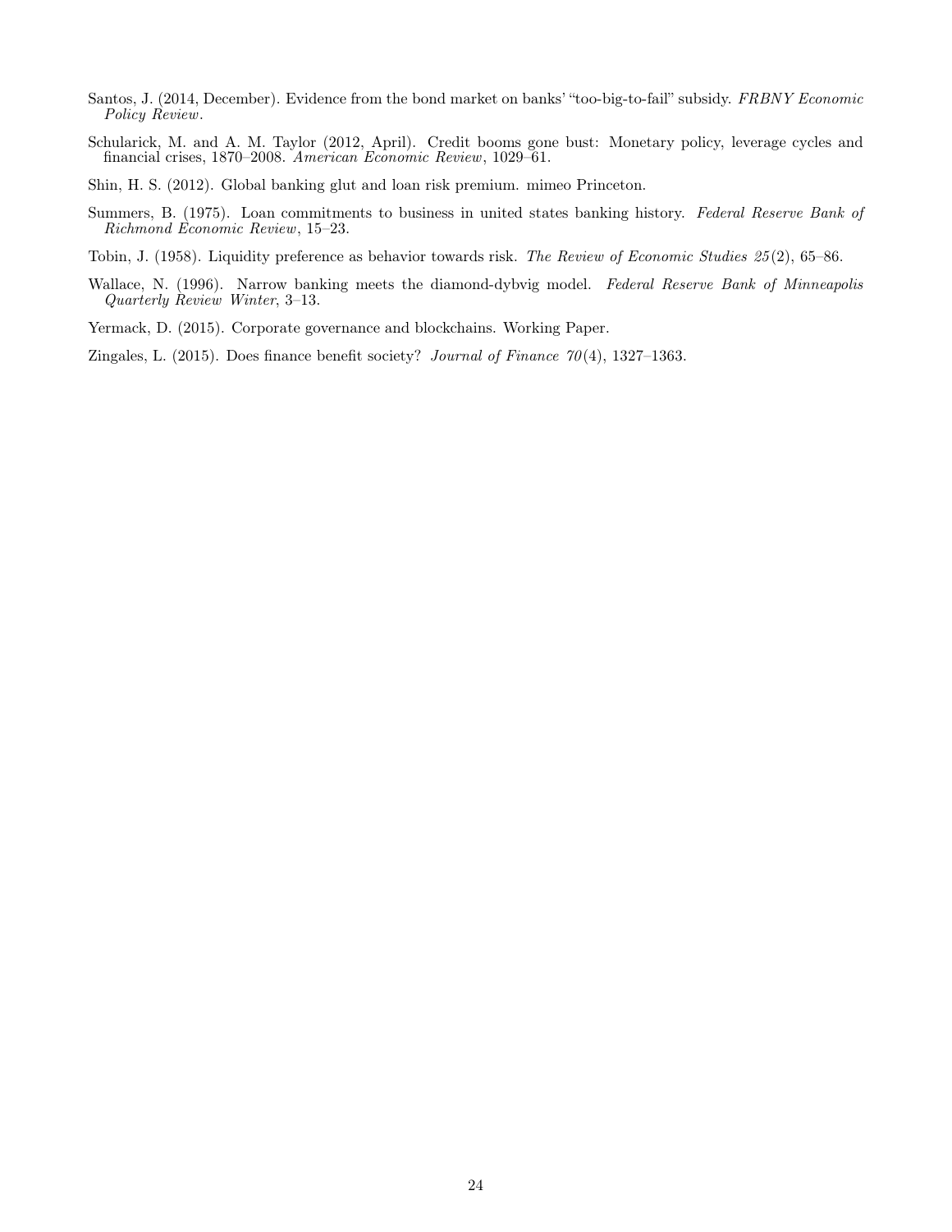Santos, J. (2014, December). Evidence from the bond market on banks' "too-big-to-fail" subsidy. *FRBNY Economic Policy Review*.

Schularick, M. and A. M. Taylor (2012, April). Credit booms gone bust: Monetary policy, leverage cycles and financial crises, 1870–2008. *American Economic Review*, 1029–61.

Shin, H. S. (2012). Global banking glut and loan risk premium. mimeo Princeton.

Summers, B. (1975). Loan commitments to business in united states banking history. *Federal Reserve Bank of Richmond Economic Review*, 15–23.

Tobin, J. (1958). Liquidity preference as behavior towards risk. *The Review of Economic Studies 25*(2), 65–86.

Wallace, N. (1996). Narrow banking meets the diamond-dybvig model. *Federal Reserve Bank of Minneapolis Quarterly Review Winter*, 3–13.

Yermack, D. (2015). Corporate governance and blockchains. Working Paper.

Zingales, L. (2015). Does finance benefit society? *Journal of Finance 70*(4), 1327–1363.